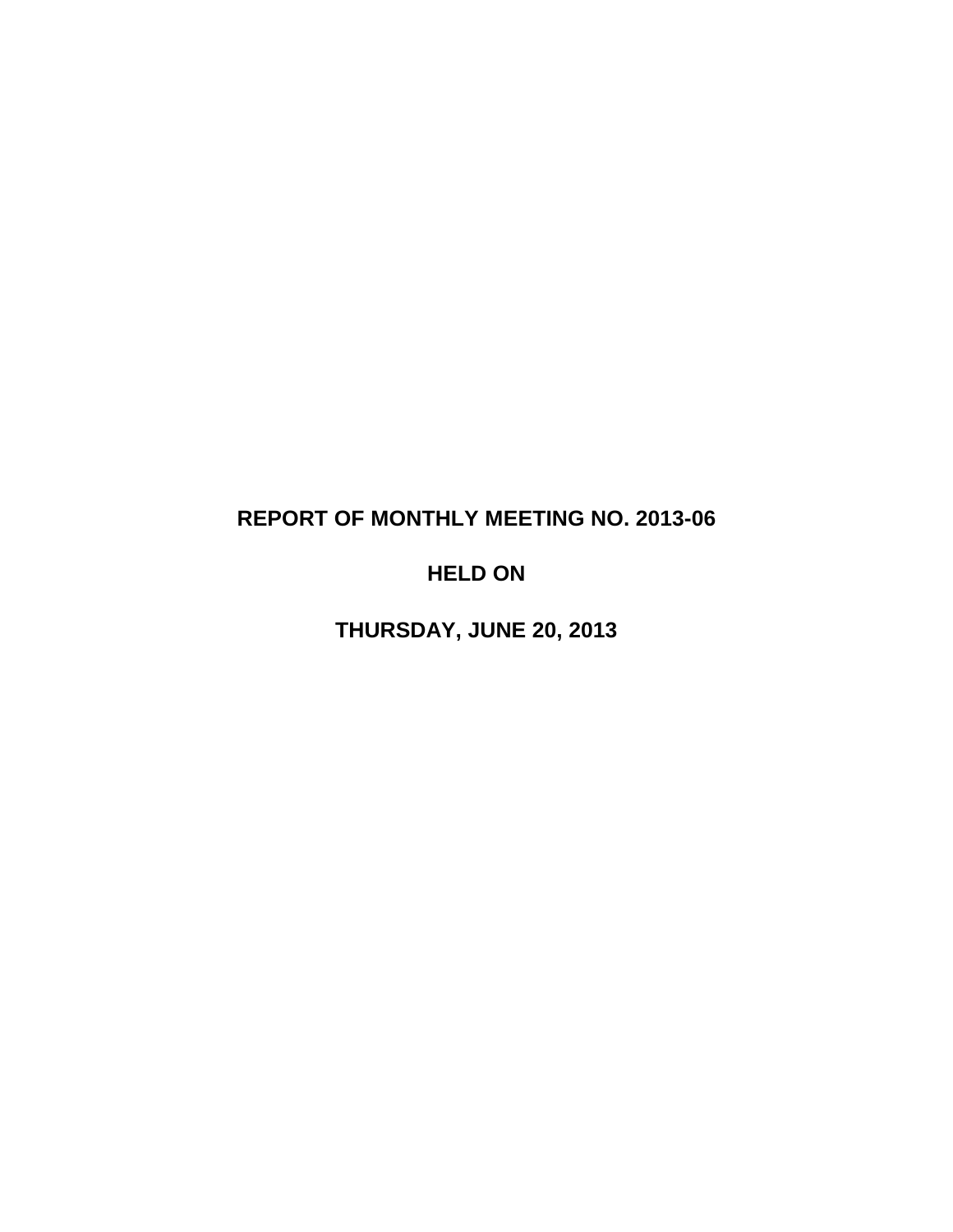# REPORT OF MONTHLY MEETING NO. 2013-06

# HELD ON

# THURSDAY, JUNE 20, 2013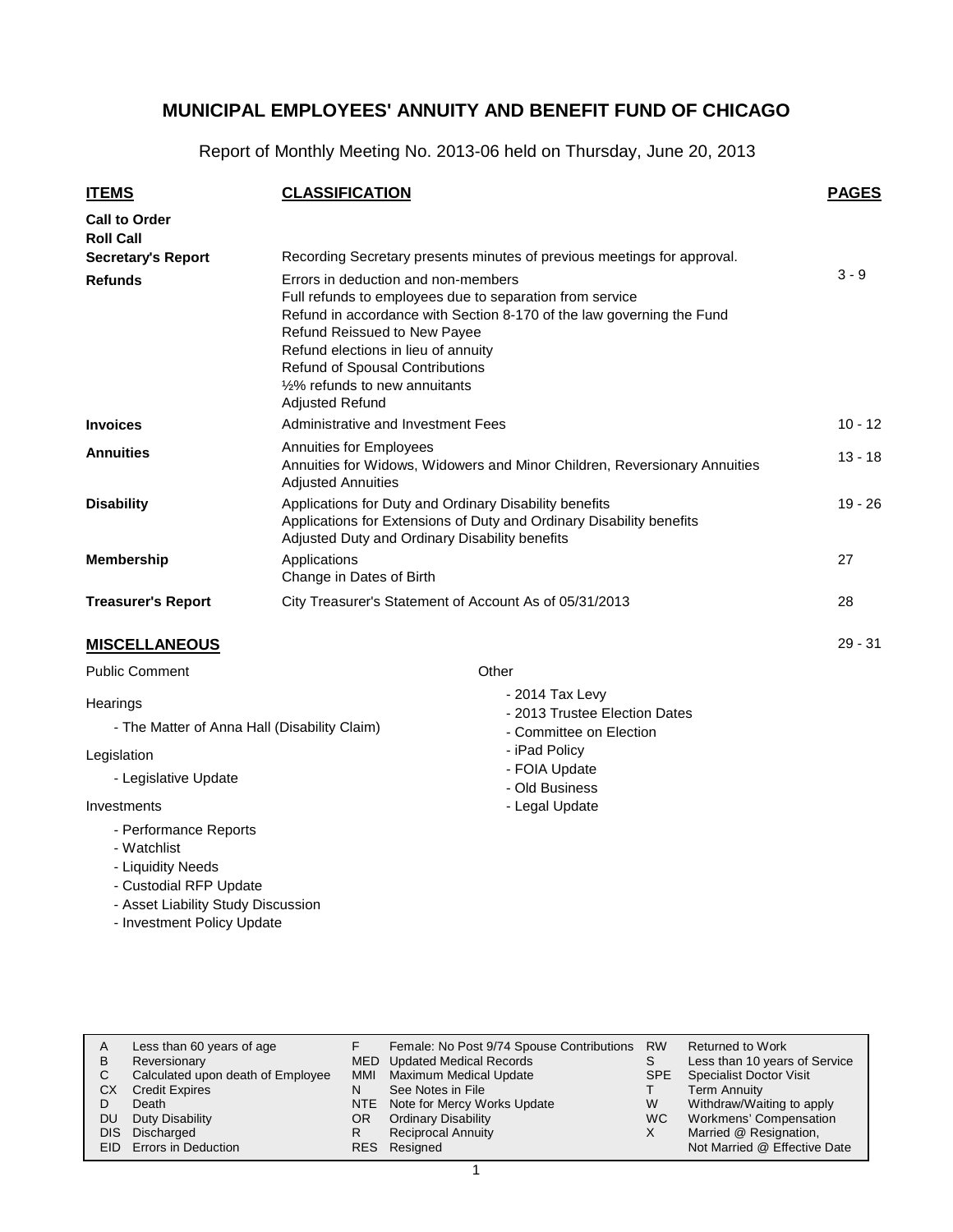# MUNICIPAL EMPLOYEES' ANNUITY AND BENEFIT FUND OF CHICAGO

Report of Monthly Meeting No. 2013-06 held on Thursday, June 20, 2013

| ITEMS | CLASSIFICATION | PAGES |
|---|---|---|
| **Call to Order** | | |
| **Roll Call** | | |
| **Secretary's Report** | Recording Secretary presents minutes of previous meetings for approval. | |
| **Refunds** | Errors in deduction and non-members<br>Full refunds to employees due to separation from service<br>Refund in accordance with Section 8-170 of the law governing the Fund<br>Refund Reissued to New Payee<br>Refund elections in lieu of annuity<br>Refund of Spousal Contributions<br>½% refunds to new annuitants<br>Adjusted Refund | 3 - 9 |
| **Invoices** | Administrative and Investment Fees | 10 - 12 |
| **Annuities** | Annuities for Employees<br>Annuities for Widows, Widowers and Minor Children, Reversionary Annuities<br>Adjusted Annuities | 13 - 18 |
| **Disability** | Applications for Duty and Ordinary Disability benefits<br>Applications for Extensions of Duty and Ordinary Disability benefits<br>Adjusted Duty and Ordinary Disability benefits | 19 - 26 |
| **Membership** | Applications<br>Change in Dates of Birth | 27 |
| **Treasurer's Report** | City Treasurer's Statement of Account As of 05/31/2013 | 28 |

## MISCELLANEOUS 29 - 31

Public Comment

Hearings

- The Matter of Anna Hall (Disability Claim)

Legislation

- Legislative Update

Investments

- Performance Reports
- Watchlist
- Liquidity Needs
- Custodial RFP Update
- Asset Liability Study Discussion
- Investment Policy Update

Other

- 2014 Tax Levy
- 2013 Trustee Election Dates
- Committee on Election
- iPad Policy
- FOIA Update
- Old Business
- Legal Update

| | | | | | |
|---|---|---|---|---|---|
| A | Less than 60 years of age | F | Female: No Post 9/74 Spouse Contributions | RW | Returned to Work |
| B | Reversionary | MED | Updated Medical Records | S | Less than 10 years of Service |
| C | Calculated upon death of Employee | MMI | Maximum Medical Update | SPE | Specialist Doctor Visit |
| CX | Credit Expires | N | See Notes in File | T | Term Annuity |
| D | Death | NTE | Note for Mercy Works Update | W | Withdraw/Waiting to apply |
| DU | Duty Disability | OR | Ordinary Disability | WC | Workmens' Compensation |
| DIS | Discharged | R | Reciprocal Annuity | X | Married @ Resignation, Not Married @ Effective Date |
| EID | Errors in Deduction | RES | Resigned | | |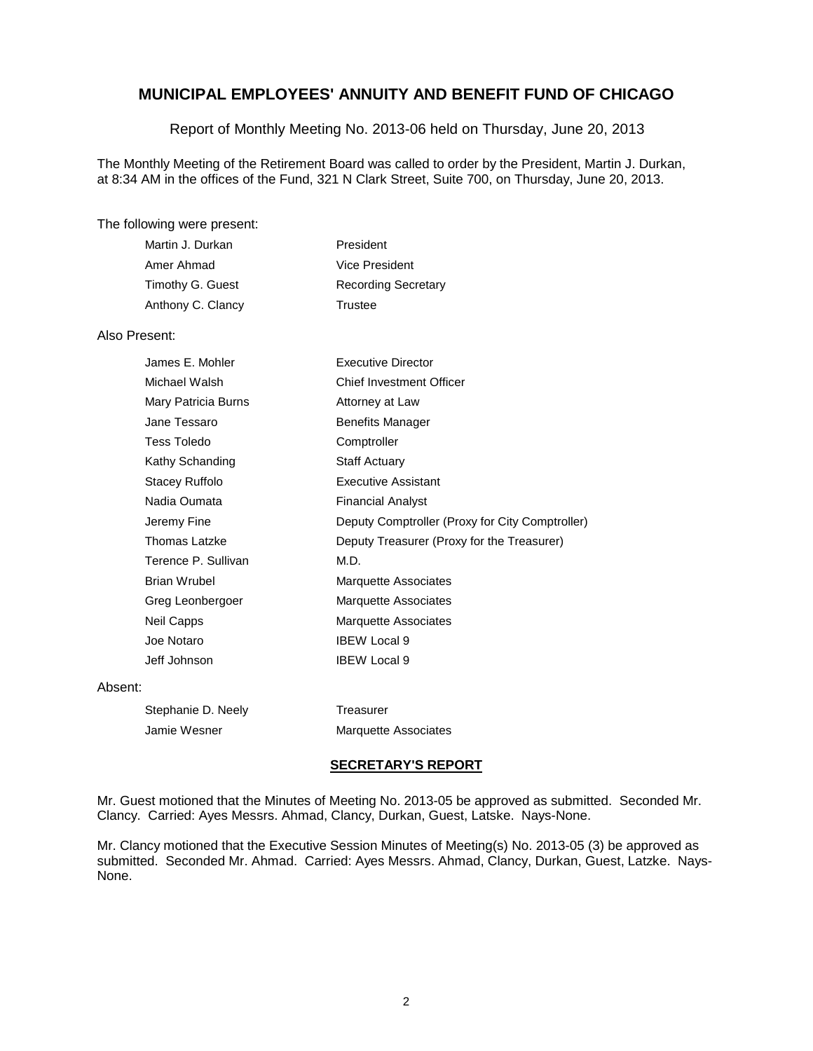# MUNICIPAL EMPLOYEES' ANNUITY AND BENEFIT FUND OF CHICAGO

Report of Monthly Meeting No. 2013-06 held on Thursday, June 20, 2013

The Monthly Meeting of the Retirement Board was called to order by the President, Martin J. Durkan, at 8:34 AM in the offices of the Fund, 321 N Clark Street, Suite 700, on Thursday, June 20, 2013.

The following were present:

| | |
|---|---|
| Martin J. Durkan | President |
| Amer Ahmad | Vice President |
| Timothy G. Guest | Recording Secretary |
| Anthony C. Clancy | Trustee |

Also Present:

| | |
|---|---|
| James E. Mohler | Executive Director |
| Michael Walsh | Chief Investment Officer |
| Mary Patricia Burns | Attorney at Law |
| Jane Tessaro | Benefits Manager |
| Tess Toledo | Comptroller |
| Kathy Schanding | Staff Actuary |
| Stacey Ruffolo | Executive Assistant |
| Nadia Oumata | Financial Analyst |
| Jeremy Fine | Deputy Comptroller (Proxy for City Comptroller) |
| Thomas Latzke | Deputy Treasurer (Proxy for the Treasurer) |
| Terence P. Sullivan | M.D. |
| Brian Wrubel | Marquette Associates |
| Greg Leonbergoer | Marquette Associates |
| Neil Capps | Marquette Associates |
| Joe Notaro | IBEW Local 9 |
| Jeff Johnson | IBEW Local 9 |

Absent:

| | |
|---|---|
| Stephanie D. Neely | Treasurer |
| Jamie Wesner | Marquette Associates |

## SECRETARY'S REPORT

Mr. Guest motioned that the Minutes of Meeting No. 2013-05 be approved as submitted. Seconded Mr. Clancy. Carried: Ayes Messrs. Ahmad, Clancy, Durkan, Guest, Latske. Nays-None.

Mr. Clancy motioned that the Executive Session Minutes of Meeting(s) No. 2013-05 (3) be approved as submitted. Seconded Mr. Ahmad. Carried: Ayes Messrs. Ahmad, Clancy, Durkan, Guest, Latzke. Nays-None.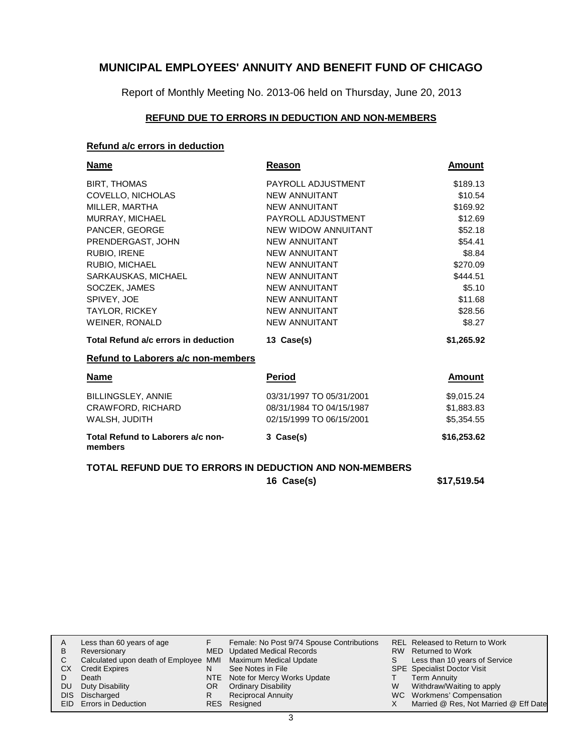# MUNICIPAL EMPLOYEES' ANNUITY AND BENEFIT FUND OF CHICAGO

Report of Monthly Meeting No. 2013-06 held on Thursday, June 20, 2013

## REFUND DUE TO ERRORS IN DEDUCTION AND NON-MEMBERS

### Refund a/c errors in deduction

| Name | Reason | Amount |
|---|---|---|
| BIRT, THOMAS | PAYROLL ADJUSTMENT | $189.13 |
| COVELLO, NICHOLAS | NEW ANNUITANT | $10.54 |
| MILLER, MARTHA | NEW ANNUITANT | $169.92 |
| MURRAY, MICHAEL | PAYROLL ADJUSTMENT | $12.69 |
| PANCER, GEORGE | NEW WIDOW ANNUITANT | $52.18 |
| PRENDERGAST, JOHN | NEW ANNUITANT | $54.41 |
| RUBIO, IRENE | NEW ANNUITANT | $8.84 |
| RUBIO, MICHAEL | NEW ANNUITANT | $270.09 |
| SARKAUSKAS, MICHAEL | NEW ANNUITANT | $444.51 |
| SOCZEK, JAMES | NEW ANNUITANT | $5.10 |
| SPIVEY, JOE | NEW ANNUITANT | $11.68 |
| TAYLOR, RICKEY | NEW ANNUITANT | $28.56 |
| WEINER, RONALD | NEW ANNUITANT | $8.27 |
| **Total Refund a/c errors in deduction** | **13 Case(s)** | **$1,265.92** |

### Refund to Laborers a/c non-members

| Name | Period | Amount |
|---|---|---|
| BILLINGSLEY, ANNIE | 03/31/1997 TO 05/31/2001 | $9,015.24 |
| CRAWFORD, RICHARD | 08/31/1984 TO 04/15/1987 | $1,883.83 |
| WALSH, JUDITH | 02/15/1999 TO 06/15/2001 | $5,354.55 |
| **Total Refund to Laborers a/c non-members** | **3 Case(s)** | **$16,253.62** |

**TOTAL REFUND DUE TO ERRORS IN DEDUCTION AND NON-MEMBERS**

**16 Case(s)** **$17,519.54**

| | | | | | |
|---|---|---|---|---|---|
| A | Less than 60 years of age | F | Female: No Post 9/74 Spouse Contributions | REL | Released to Return to Work |
| B | Reversionary | MED | Updated Medical Records | RW | Returned to Work |
| C | Calculated upon death of Employee | MMI | Maximum Medical Update | S | Less than 10 years of Service |
| CX | Credit Expires | N | See Notes in File | SPE | Specialist Doctor Visit |
| D | Death | NTE | Note for Mercy Works Update | T | Term Annuity |
| DU | Duty Disability | OR | Ordinary Disability | W | Withdraw/Waiting to apply |
| DIS | Discharged | R | Reciprocal Annuity | WC | Workmens' Compensation |
| EID | Errors in Deduction | RES | Resigned | X | Married @ Res, Not Married @ Eff Date |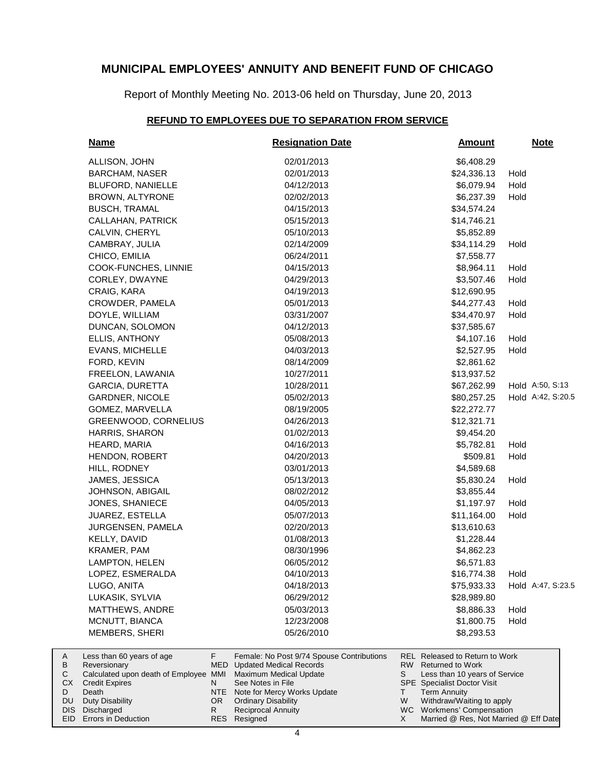# MUNICIPAL EMPLOYEES' ANNUITY AND BENEFIT FUND OF CHICAGO

Report of Monthly Meeting No. 2013-06 held on Thursday, June 20, 2013

## REFUND TO EMPLOYEES DUE TO SEPARATION FROM SERVICE

| Name | Resignation Date | Amount | Note |
|---|---|---|---|
| ALLISON, JOHN | 02/01/2013 | $6,408.29 | |
| BARCHAM, NASER | 02/01/2013 | $24,336.13 | Hold |
| BLUFORD, NANIELLE | 04/12/2013 | $6,079.94 | Hold |
| BROWN, ALTYRONE | 02/02/2013 | $6,237.39 | Hold |
| BUSCH, TRAMAL | 04/15/2013 | $34,574.24 | |
| CALLAHAN, PATRICK | 05/15/2013 | $14,746.21 | |
| CALVIN, CHERYL | 05/10/2013 | $5,852.89 | |
| CAMBRAY, JULIA | 02/14/2009 | $34,114.29 | Hold |
| CHICO, EMILIA | 06/24/2011 | $7,558.77 | |
| COOK-FUNCHES, LINNIE | 04/15/2013 | $8,964.11 | Hold |
| CORLEY, DWAYNE | 04/29/2013 | $3,507.46 | Hold |
| CRAIG, KARA | 04/19/2013 | $12,690.95 | |
| CROWDER, PAMELA | 05/01/2013 | $44,277.43 | Hold |
| DOYLE, WILLIAM | 03/31/2007 | $34,470.97 | Hold |
| DUNCAN, SOLOMON | 04/12/2013 | $37,585.67 | |
| ELLIS, ANTHONY | 05/08/2013 | $4,107.16 | Hold |
| EVANS, MICHELLE | 04/03/2013 | $2,527.95 | Hold |
| FORD, KEVIN | 08/14/2009 | $2,861.62 | |
| FREELON, LAWANIA | 10/27/2011 | $13,937.52 | |
| GARCIA, DURETTA | 10/28/2011 | $67,262.99 | Hold A:50, S:13 |
| GARDNER, NICOLE | 05/02/2013 | $80,257.25 | Hold A:42, S:20.5 |
| GOMEZ, MARVELLA | 08/19/2005 | $22,272.77 | |
| GREENWOOD, CORNELIUS | 04/26/2013 | $12,321.71 | |
| HARRIS, SHARON | 01/02/2013 | $9,454.20 | |
| HEARD, MARIA | 04/16/2013 | $5,782.81 | Hold |
| HENDON, ROBERT | 04/20/2013 | $509.81 | Hold |
| HILL, RODNEY | 03/01/2013 | $4,589.68 | |
| JAMES, JESSICA | 05/13/2013 | $5,830.24 | Hold |
| JOHNSON, ABIGAIL | 08/02/2012 | $3,855.44 | |
| JONES, SHANIECE | 04/05/2013 | $1,197.97 | Hold |
| JUAREZ, ESTELLA | 05/07/2013 | $11,164.00 | Hold |
| JURGENSEN, PAMELA | 02/20/2013 | $13,610.63 | |
| KELLY, DAVID | 01/08/2013 | $1,228.44 | |
| KRAMER, PAM | 08/30/1996 | $4,862.23 | |
| LAMPTON, HELEN | 06/05/2012 | $6,571.83 | |
| LOPEZ, ESMERALDA | 04/10/2013 | $16,774.38 | Hold |
| LUGO, ANITA | 04/18/2013 | $75,933.33 | Hold A:47, S:23.5 |
| LUKASIK, SYLVIA | 06/29/2012 | $28,989.80 | |
| MATTHEWS, ANDRE | 05/03/2013 | $8,886.33 | Hold |
| MCNUTT, BIANCA | 12/23/2008 | $1,800.75 | Hold |
| MEMBERS, SHERI | 05/26/2010 | $8,293.53 | |

| | | | | | |
|---|---|---|---|---|---|
| A | Less than 60 years of age | F | Female: No Post 9/74 Spouse Contributions | REL | Released to Return to Work |
| B | Reversionary | MED | Updated Medical Records | RW | Returned to Work |
| C | Calculated upon death of Employee | MMI | Maximum Medical Update | S | Less than 10 years of Service |
| CX | Credit Expires | N | See Notes in File | SPE | Specialist Doctor Visit |
| D | Death | NTE | Note for Mercy Works Update | T | Term Annuity |
| DU | Duty Disability | OR | Ordinary Disability | W | Withdraw/Waiting to apply |
| DIS | Discharged | R | Reciprocal Annuity | WC | Workmens' Compensation |
| EID | Errors in Deduction | RES | Resigned | X | Married @ Res, Not Married @ Eff Date |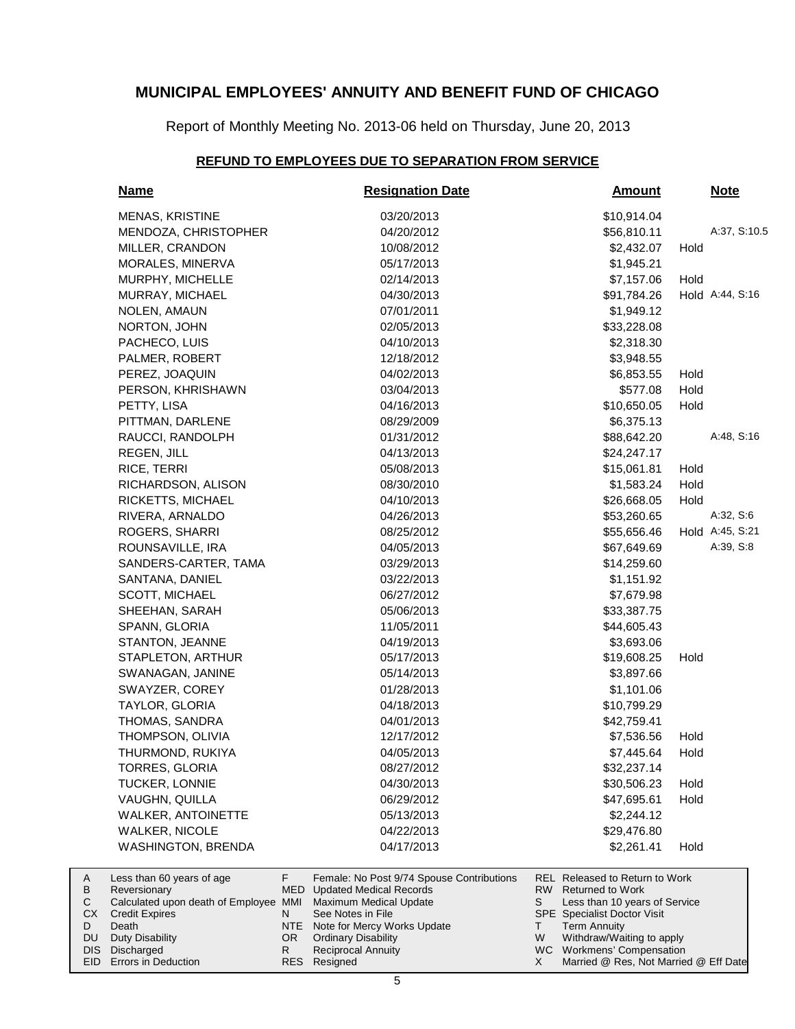# MUNICIPAL EMPLOYEES' ANNUITY AND BENEFIT FUND OF CHICAGO

Report of Monthly Meeting No. 2013-06 held on Thursday, June 20, 2013

## REFUND TO EMPLOYEES DUE TO SEPARATION FROM SERVICE

| Name | Resignation Date | Amount | | Note |
|---|---|---|---|---|
| MENAS, KRISTINE | 03/20/2013 | $10,914.04 | | |
| MENDOZA, CHRISTOPHER | 04/20/2012 | $56,810.11 | | A:37, S:10.5 |
| MILLER, CRANDON | 10/08/2012 | $2,432.07 | Hold | |
| MORALES, MINERVA | 05/17/2013 | $1,945.21 | | |
| MURPHY, MICHELLE | 02/14/2013 | $7,157.06 | Hold | |
| MURRAY, MICHAEL | 04/30/2013 | $91,784.26 | Hold | A:44, S:16 |
| NOLEN, AMAUN | 07/01/2011 | $1,949.12 | | |
| NORTON, JOHN | 02/05/2013 | $33,228.08 | | |
| PACHECO, LUIS | 04/10/2013 | $2,318.30 | | |
| PALMER, ROBERT | 12/18/2012 | $3,948.55 | | |
| PEREZ, JOAQUIN | 04/02/2013 | $6,853.55 | Hold | |
| PERSON, KHRISHAWN | 03/04/2013 | $577.08 | Hold | |
| PETTY, LISA | 04/16/2013 | $10,650.05 | Hold | |
| PITTMAN, DARLENE | 08/29/2009 | $6,375.13 | | |
| RAUCCI, RANDOLPH | 01/31/2012 | $88,642.20 | | A:48, S:16 |
| REGEN, JILL | 04/13/2013 | $24,247.17 | | |
| RICE, TERRI | 05/08/2013 | $15,061.81 | Hold | |
| RICHARDSON, ALISON | 08/30/2010 | $1,583.24 | Hold | |
| RICKETTS, MICHAEL | 04/10/2013 | $26,668.05 | Hold | |
| RIVERA, ARNALDO | 04/26/2013 | $53,260.65 | | A:32, S:6 |
| ROGERS, SHARRI | 08/25/2012 | $55,656.46 | Hold | A:45, S:21 |
| ROUNSAVILLE, IRA | 04/05/2013 | $67,649.69 | | A:39, S:8 |
| SANDERS-CARTER, TAMA | 03/29/2013 | $14,259.60 | | |
| SANTANA, DANIEL | 03/22/2013 | $1,151.92 | | |
| SCOTT, MICHAEL | 06/27/2012 | $7,679.98 | | |
| SHEEHAN, SARAH | 05/06/2013 | $33,387.75 | | |
| SPANN, GLORIA | 11/05/2011 | $44,605.43 | | |
| STANTON, JEANNE | 04/19/2013 | $3,693.06 | | |
| STAPLETON, ARTHUR | 05/17/2013 | $19,608.25 | Hold | |
| SWANAGAN, JANINE | 05/14/2013 | $3,897.66 | | |
| SWAYZER, COREY | 01/28/2013 | $1,101.06 | | |
| TAYLOR, GLORIA | 04/18/2013 | $10,799.29 | | |
| THOMAS, SANDRA | 04/01/2013 | $42,759.41 | | |
| THOMPSON, OLIVIA | 12/17/2012 | $7,536.56 | Hold | |
| THURMOND, RUKIYA | 04/05/2013 | $7,445.64 | Hold | |
| TORRES, GLORIA | 08/27/2012 | $32,237.14 | | |
| TUCKER, LONNIE | 04/30/2013 | $30,506.23 | Hold | |
| VAUGHN, QUILLA | 06/29/2012 | $47,695.61 | Hold | |
| WALKER, ANTOINETTE | 05/13/2013 | $2,244.12 | | |
| WALKER, NICOLE | 04/22/2013 | $29,476.80 | | |
| WASHINGTON, BRENDA | 04/17/2013 | $2,261.41 | Hold | |

| | | | | | |
|---|---|---|---|---|---|
| A | Less than 60 years of age | F | Female: No Post 9/74 Spouse Contributions | REL | Released to Return to Work |
| B | Reversionary | MED | Updated Medical Records | RW | Returned to Work |
| C | Calculated upon death of Employee | MMI | Maximum Medical Update | S | Less than 10 years of Service |
| CX | Credit Expires | N | See Notes in File | SPE | Specialist Doctor Visit |
| D | Death | NTE | Note for Mercy Works Update | T | Term Annuity |
| DU | Duty Disability | OR | Ordinary Disability | W | Withdraw/Waiting to apply |
| DIS | Discharged | R | Reciprocal Annuity | WC | Workmens' Compensation |
| EID | Errors in Deduction | RES | Resigned | X | Married @ Res, Not Married @ Eff Date |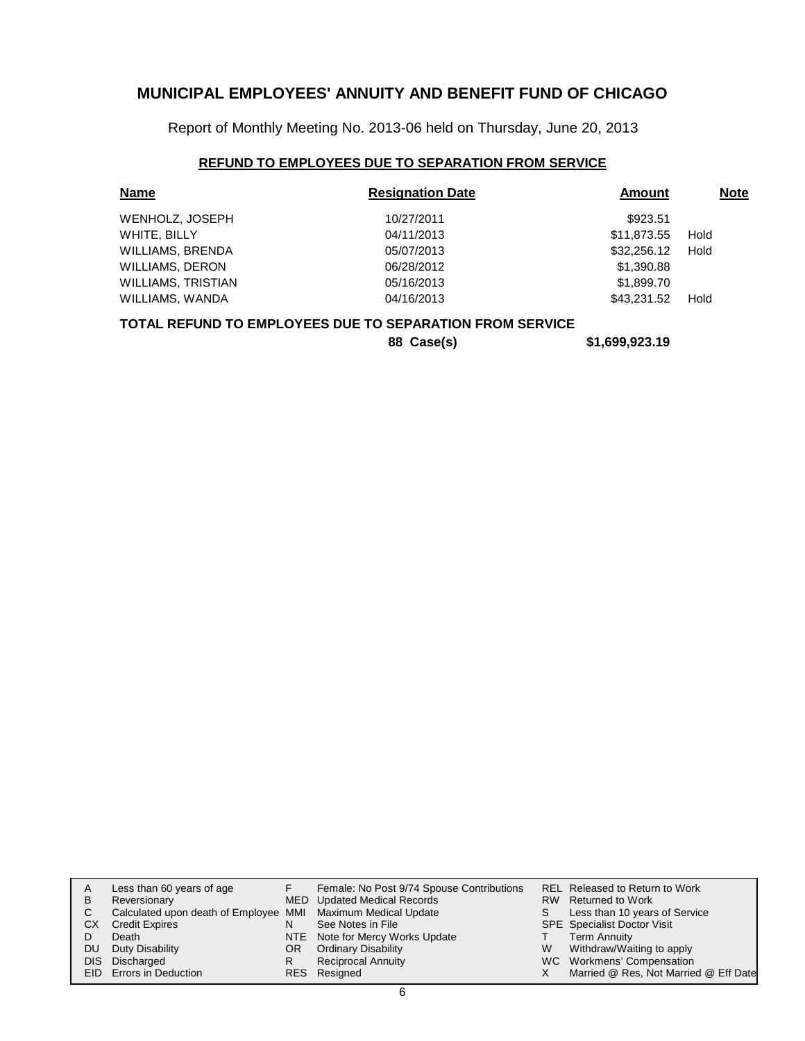# MUNICIPAL EMPLOYEES' ANNUITY AND BENEFIT FUND OF CHICAGO

Report of Monthly Meeting No. 2013-06 held on Thursday, June 20, 2013

## REFUND TO EMPLOYEES DUE TO SEPARATION FROM SERVICE

| Name | Resignation Date | Amount | Note |
|---|---|---|---|
| WENHOLZ, JOSEPH | 10/27/2011 | $923.51 | |
| WHITE, BILLY | 04/11/2013 | $11,873.55 | Hold |
| WILLIAMS, BRENDA | 05/07/2013 | $32,256.12 | Hold |
| WILLIAMS, DERON | 06/28/2012 | $1,390.88 | |
| WILLIAMS, TRISTIAN | 05/16/2013 | $1,899.70 | |
| WILLIAMS, WANDA | 04/16/2013 | $43,231.52 | Hold |

**TOTAL REFUND TO EMPLOYEES DUE TO SEPARATION FROM SERVICE**

**88 Case(s)** **$1,699,923.19**

| | | | | | |
|---|---|---|---|---|---|
| A | Less than 60 years of age | F | Female: No Post 9/74 Spouse Contributions | REL | Released to Return to Work |
| B | Reversionary | MED | Updated Medical Records | RW | Returned to Work |
| C | Calculated upon death of Employee | MMI | Maximum Medical Update | S | Less than 10 years of Service |
| CX | Credit Expires | N | See Notes in File | SPE | Specialist Doctor Visit |
| D | Death | NTE | Note for Mercy Works Update | T | Term Annuity |
| DU | Duty Disability | OR | Ordinary Disability | W | Withdraw/Waiting to apply |
| DIS | Discharged | R | Reciprocal Annuity | WC | Workmens' Compensation |
| EID | Errors in Deduction | RES | Resigned | X | Married @ Res, Not Married @ Eff Date |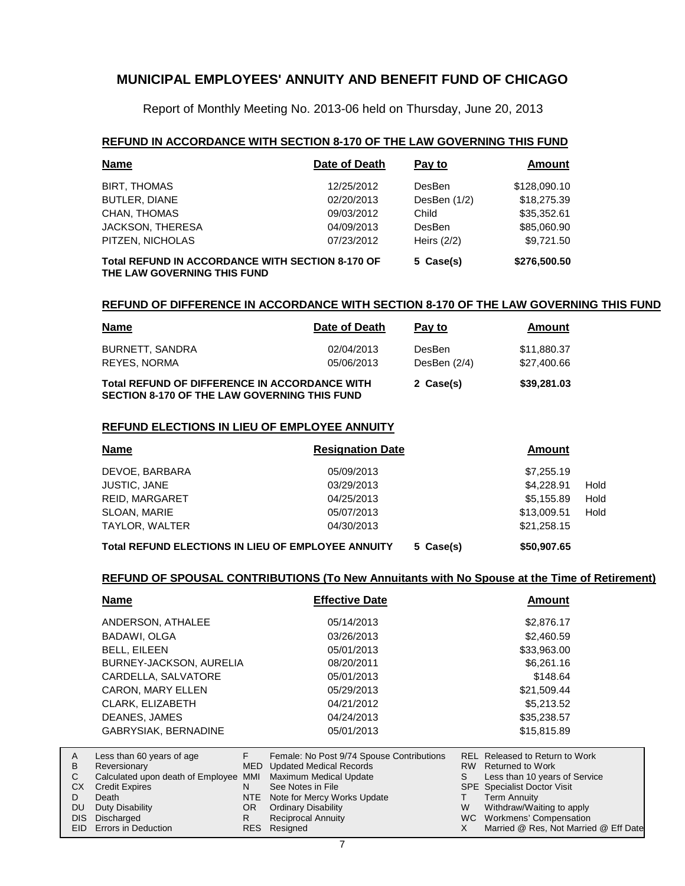# MUNICIPAL EMPLOYEES' ANNUITY AND BENEFIT FUND OF CHICAGO

Report of Monthly Meeting No. 2013-06 held on Thursday, June 20, 2013

## REFUND IN ACCORDANCE WITH SECTION 8-170 OF THE LAW GOVERNING THIS FUND

| Name | Date of Death | Pay to | Amount |
|---|---|---|---|
| BIRT, THOMAS | 12/25/2012 | DesBen | $128,090.10 |
| BUTLER, DIANE | 02/20/2013 | DesBen (1/2) | $18,275.39 |
| CHAN, THOMAS | 09/03/2012 | Child | $35,352.61 |
| JACKSON, THERESA | 04/09/2013 | DesBen | $85,060.90 |
| PITZEN, NICHOLAS | 07/23/2012 | Heirs (2/2) | $9,721.50 |
| **Total REFUND IN ACCORDANCE WITH SECTION 8-170 OF THE LAW GOVERNING THIS FUND** | | **5 Case(s)** | **$276,500.50** |

## REFUND OF DIFFERENCE IN ACCORDANCE WITH SECTION 8-170 OF THE LAW GOVERNING THIS FUND

| Name | Date of Death | Pay to | Amount |
|---|---|---|---|
| BURNETT, SANDRA | 02/04/2013 | DesBen | $11,880.37 |
| REYES, NORMA | 05/06/2013 | DesBen (2/4) | $27,400.66 |
| **Total REFUND OF DIFFERENCE IN ACCORDANCE WITH SECTION 8-170 OF THE LAW GOVERNING THIS FUND** | | **2 Case(s)** | **$39,281.03** |

## REFUND ELECTIONS IN LIEU OF EMPLOYEE ANNUITY

| Name | Resignation Date | | Amount | |
|---|---|---|---|---|
| DEVOE, BARBARA | 05/09/2013 | | $7,255.19 | |
| JUSTIC, JANE | 03/29/2013 | | $4,228.91 | Hold |
| REID, MARGARET | 04/25/2013 | | $5,155.89 | Hold |
| SLOAN, MARIE | 05/07/2013 | | $13,009.51 | Hold |
| TAYLOR, WALTER | 04/30/2013 | | $21,258.15 | |
| **Total REFUND ELECTIONS IN LIEU OF EMPLOYEE ANNUITY** | | **5 Case(s)** | **$50,907.65** | |

## REFUND OF SPOUSAL CONTRIBUTIONS (To New Annuitants with No Spouse at the Time of Retirement)

| Name | Effective Date | Amount |
|---|---|---|
| ANDERSON, ATHALEE | 05/14/2013 | $2,876.17 |
| BADAWI, OLGA | 03/26/2013 | $2,460.59 |
| BELL, EILEEN | 05/01/2013 | $33,963.00 |
| BURNEY-JACKSON, AURELIA | 08/20/2011 | $6,261.16 |
| CARDELLA, SALVATORE | 05/01/2013 | $148.64 |
| CARON, MARY ELLEN | 05/29/2013 | $21,509.44 |
| CLARK, ELIZABETH | 04/21/2012 | $5,213.52 |
| DEANES, JAMES | 04/24/2013 | $35,238.57 |
| GABRYSIAK, BERNADINE | 05/01/2013 | $15,815.89 |

| | | | | | |
|---|---|---|---|---|---|
| A | Less than 60 years of age | F | Female: No Post 9/74 Spouse Contributions | REL | Released to Return to Work |
| B | Reversionary | MED | Updated Medical Records | RW | Returned to Work |
| C | Calculated upon death of Employee | MMI | Maximum Medical Update | S | Less than 10 years of Service |
| CX | Credit Expires | N | See Notes in File | SPE | Specialist Doctor Visit |
| D | Death | NTE | Note for Mercy Works Update | T | Term Annuity |
| DU | Duty Disability | OR | Ordinary Disability | W | Withdraw/Waiting to apply |
| DIS | Discharged | R | Reciprocal Annuity | WC | Workmens' Compensation |
| EID | Errors in Deduction | RES | Resigned | X | Married @ Res, Not Married @ Eff Date |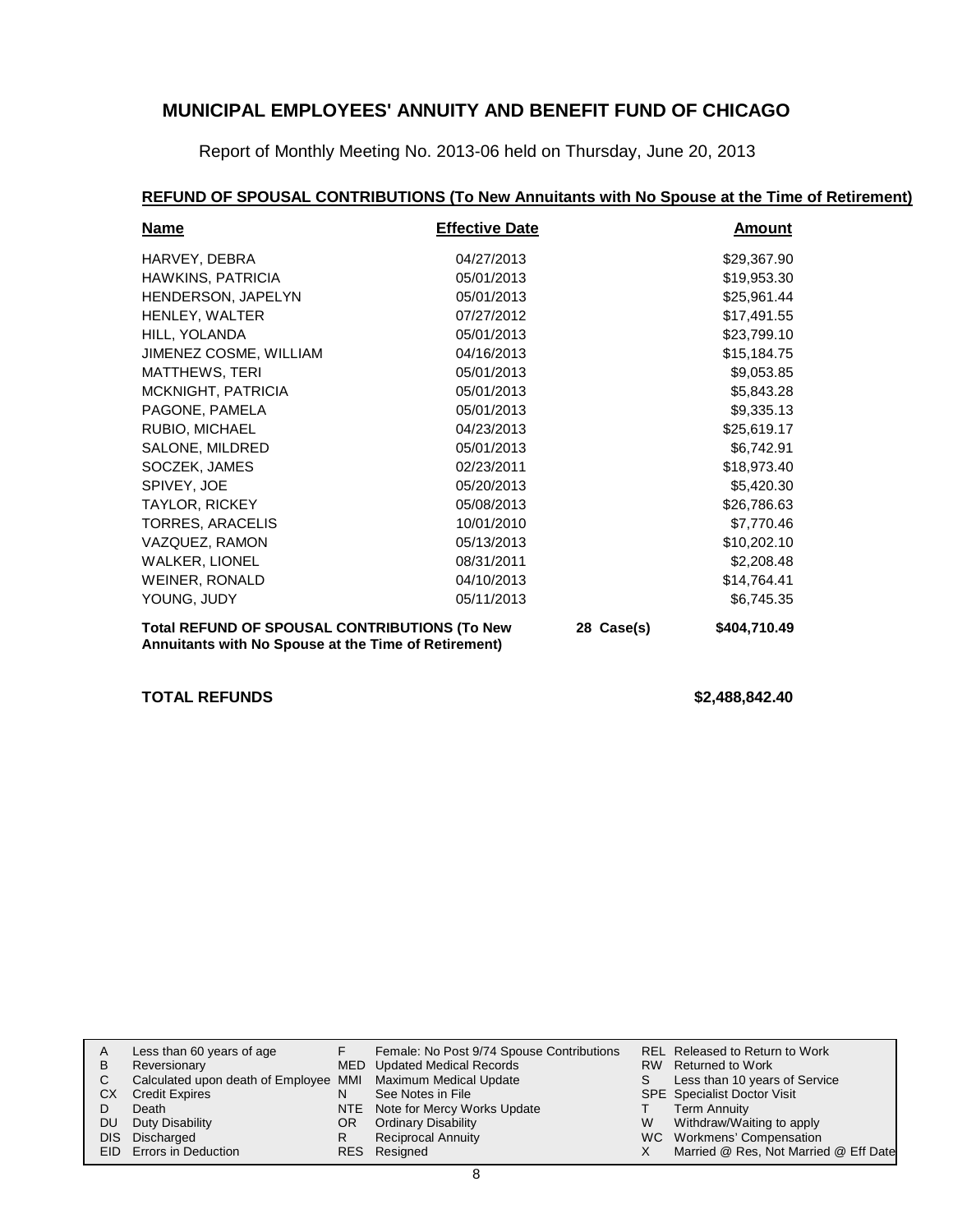# MUNICIPAL EMPLOYEES' ANNUITY AND BENEFIT FUND OF CHICAGO

Report of Monthly Meeting No. 2013-06 held on Thursday, June 20, 2013

## REFUND OF SPOUSAL CONTRIBUTIONS (To New Annuitants with No Spouse at the Time of Retirement)

| Name | Effective Date | | Amount |
|---|---|---|---|
| HARVEY, DEBRA | 04/27/2013 | | $29,367.90 |
| HAWKINS, PATRICIA | 05/01/2013 | | $19,953.30 |
| HENDERSON, JAPELYN | 05/01/2013 | | $25,961.44 |
| HENLEY, WALTER | 07/27/2012 | | $17,491.55 |
| HILL, YOLANDA | 05/01/2013 | | $23,799.10 |
| JIMENEZ COSME, WILLIAM | 04/16/2013 | | $15,184.75 |
| MATTHEWS, TERI | 05/01/2013 | | $9,053.85 |
| MCKNIGHT, PATRICIA | 05/01/2013 | | $5,843.28 |
| PAGONE, PAMELA | 05/01/2013 | | $9,335.13 |
| RUBIO, MICHAEL | 04/23/2013 | | $25,619.17 |
| SALONE, MILDRED | 05/01/2013 | | $6,742.91 |
| SOCZEK, JAMES | 02/23/2011 | | $18,973.40 |
| SPIVEY, JOE | 05/20/2013 | | $5,420.30 |
| TAYLOR, RICKEY | 05/08/2013 | | $26,786.63 |
| TORRES, ARACELIS | 10/01/2010 | | $7,770.46 |
| VAZQUEZ, RAMON | 05/13/2013 | | $10,202.10 |
| WALKER, LIONEL | 08/31/2011 | | $2,208.48 |
| WEINER, RONALD | 04/10/2013 | | $14,764.41 |
| YOUNG, JUDY | 05/11/2013 | | $6,745.35 |
| **Total REFUND OF SPOUSAL CONTRIBUTIONS (To New Annuitants with No Spouse at the Time of Retirement)** | | **28 Case(s)** | **$404,710.49** |

**TOTAL REFUNDS** **$2,488,842.40**

| | | | | | |
|---|---|---|---|---|---|
| A | Less than 60 years of age | F | Female: No Post 9/74 Spouse Contributions | REL | Released to Return to Work |
| B | Reversionary | MED | Updated Medical Records | RW | Returned to Work |
| C | Calculated upon death of Employee | MMI | Maximum Medical Update | S | Less than 10 years of Service |
| CX | Credit Expires | N | See Notes in File | SPE | Specialist Doctor Visit |
| D | Death | NTE | Note for Mercy Works Update | T | Term Annuity |
| DU | Duty Disability | OR | Ordinary Disability | W | Withdraw/Waiting to apply |
| DIS | Discharged | R | Reciprocal Annuity | WC | Workmens' Compensation |
| EID | Errors in Deduction | RES | Resigned | X | Married @ Res, Not Married @ Eff Date |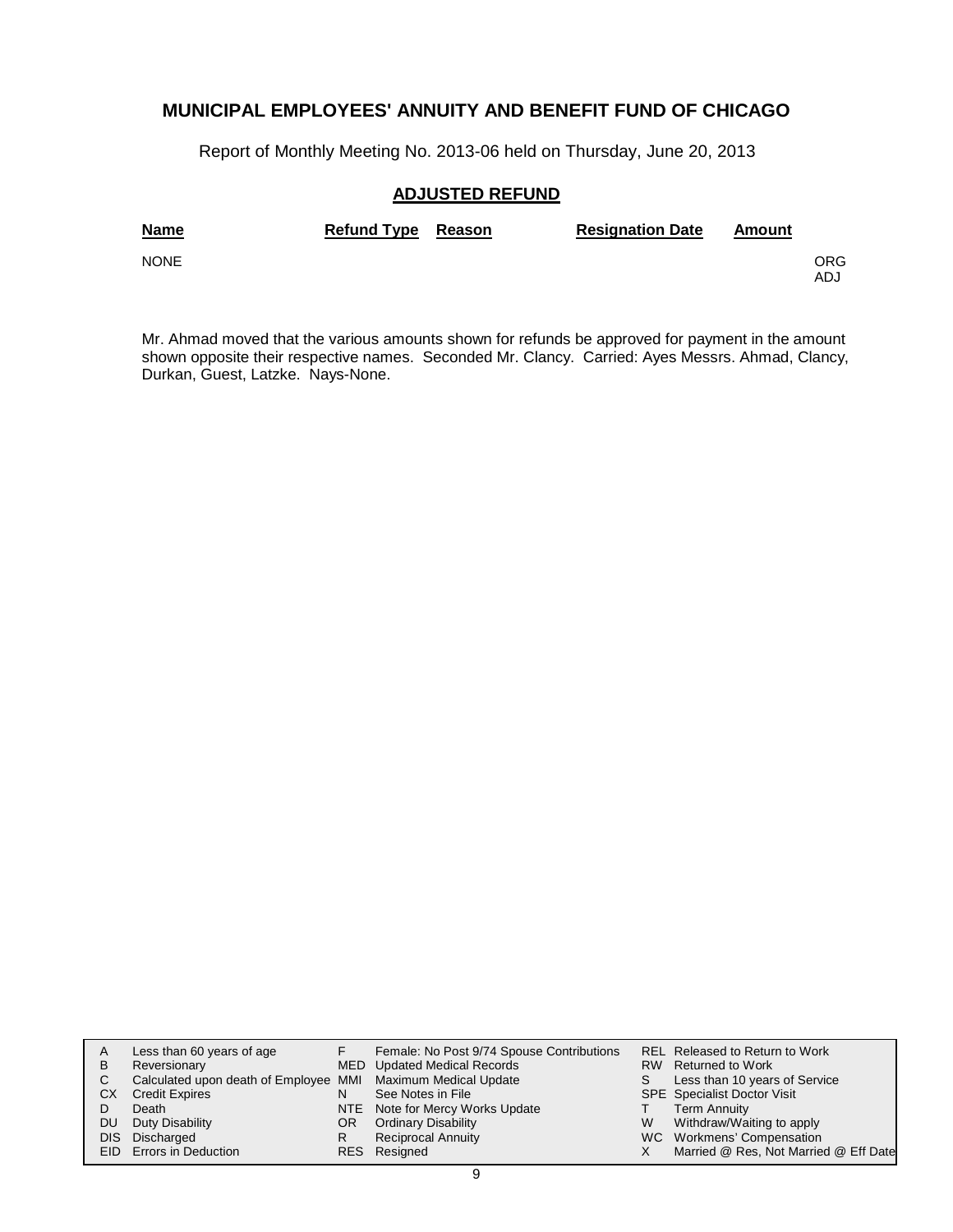# MUNICIPAL EMPLOYEES' ANNUITY AND BENEFIT FUND OF CHICAGO

Report of Monthly Meeting No. 2013-06 held on Thursday, June 20, 2013

## ADJUSTED REFUND

| Name | Refund Type | Reason | Resignation Date | Amount | |
|---|---|---|---|---|---|
| NONE | | | | | ORG<br>ADJ |

Mr. Ahmad moved that the various amounts shown for refunds be approved for payment in the amount shown opposite their respective names. Seconded Mr. Clancy. Carried: Ayes Messrs. Ahmad, Clancy, Durkan, Guest, Latzke. Nays-None.

| | | | | | |
|---|---|---|---|---|---|
| A | Less than 60 years of age | F | Female: No Post 9/74 Spouse Contributions | REL | Released to Return to Work |
| B | Reversionary | MED | Updated Medical Records | RW | Returned to Work |
| C | Calculated upon death of Employee | MMI | Maximum Medical Update | S | Less than 10 years of Service |
| CX | Credit Expires | N | See Notes in File | SPE | Specialist Doctor Visit |
| D | Death | NTE | Note for Mercy Works Update | T | Term Annuity |
| DU | Duty Disability | OR | Ordinary Disability | W | Withdraw/Waiting to apply |
| DIS | Discharged | R | Reciprocal Annuity | WC | Workmens' Compensation |
| EID | Errors in Deduction | RES | Resigned | X | Married @ Res, Not Married @ Eff Date |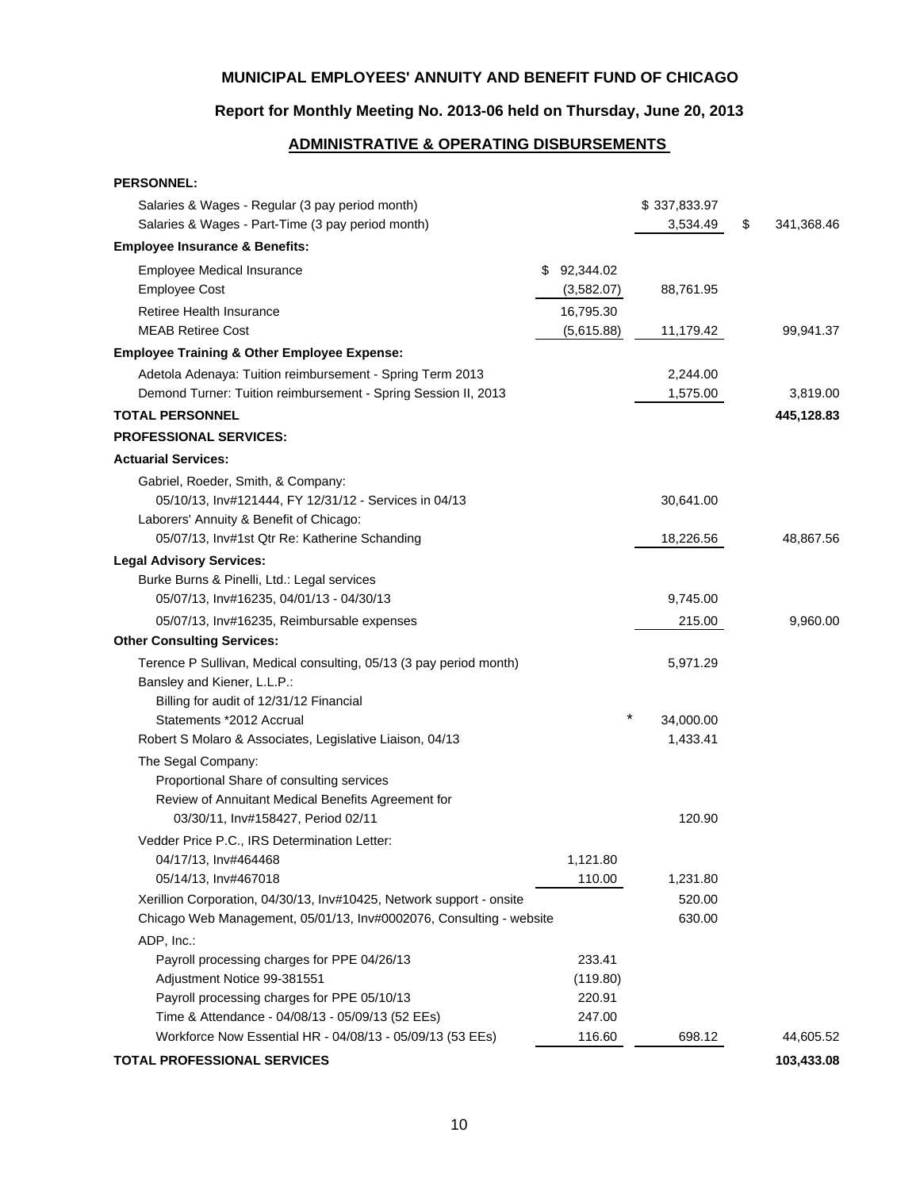**MUNICIPAL EMPLOYEES' ANNUITY AND BENEFIT FUND OF CHICAGO**

**Report for Monthly Meeting No. 2013-06 held on Thursday, June 20, 2013**

**ADMINISTRATIVE & OPERATING DISBURSEMENTS**

| | | | |
|---|---|---|---|
| **PERSONNEL:** | | | |
| Salaries & Wages - Regular (3 pay period month) | | $ 337,833.97 | |
| Salaries & Wages - Part-Time (3 pay period month) | | 3,534.49 | $ 341,368.46 |
| **Employee Insurance & Benefits:** | | | |
| Employee Medical Insurance | $ 92,344.02 | | |
| Employee Cost | (3,582.07) | 88,761.95 | |
| Retiree Health Insurance | 16,795.30 | | |
| MEAB Retiree Cost | (5,615.88) | 11,179.42 | 99,941.37 |
| **Employee Training & Other Employee Expense:** | | | |
| Adetola Adenaya: Tuition reimbursement - Spring Term 2013 | | 2,244.00 | |
| Demond Turner: Tuition reimbursement - Spring Session II, 2013 | | 1,575.00 | 3,819.00 |
| **TOTAL PERSONNEL** | | | **445,128.83** |
| **PROFESSIONAL SERVICES:** | | | |
| **Actuarial Services:** | | | |
| Gabriel, Roeder, Smith, & Company: | | | |
| 05/10/13, Inv#121444, FY 12/31/12 - Services in 04/13 | | 30,641.00 | |
| Laborers' Annuity & Benefit of Chicago: | | | |
| 05/07/13, Inv#1st Qtr Re: Katherine Schanding | | 18,226.56 | 48,867.56 |
| **Legal Advisory Services:** | | | |
| Burke Burns & Pinelli, Ltd.: Legal services | | | |
| 05/07/13, Inv#16235, 04/01/13 - 04/30/13 | | 9,745.00 | |
| 05/07/13, Inv#16235, Reimbursable expenses | | 215.00 | 9,960.00 |
| **Other Consulting Services:** | | | |
| Terence P Sullivan, Medical consulting, 05/13 (3 pay period month) | | 5,971.29 | |
| Bansley and Kiener, L.L.P.: | | | |
| Billing for audit of 12/31/12 Financial | | | |
| Statements *2012 Accrual | | * 34,000.00 | |
| Robert S Molaro & Associates, Legislative Liaison, 04/13 | | 1,433.41 | |
| The Segal Company: | | | |
| Proportional Share of consulting services | | | |
| Review of Annuitant Medical Benefits Agreement for | | | |
| 03/30/11, Inv#158427, Period 02/11 | | 120.90 | |
| Vedder Price P.C., IRS Determination Letter: | | | |
| 04/17/13, Inv#464468 | 1,121.80 | | |
| 05/14/13, Inv#467018 | 110.00 | 1,231.80 | |
| Xerillion Corporation, 04/30/13, Inv#10425, Network support - onsite | | 520.00 | |
| Chicago Web Management, 05/01/13, Inv#0002076, Consulting - website | | 630.00 | |
| ADP, Inc.: | | | |
| Payroll processing charges for PPE 04/26/13 | 233.41 | | |
| Adjustment Notice 99-381551 | (119.80) | | |
| Payroll processing charges for PPE 05/10/13 | 220.91 | | |
| Time & Attendance - 04/08/13 - 05/09/13 (52 EEs) | 247.00 | | |
| Workforce Now Essential HR - 04/08/13 - 05/09/13 (53 EEs) | 116.60 | 698.12 | 44,605.52 |
| **TOTAL PROFESSIONAL SERVICES** | | | **103,433.08** |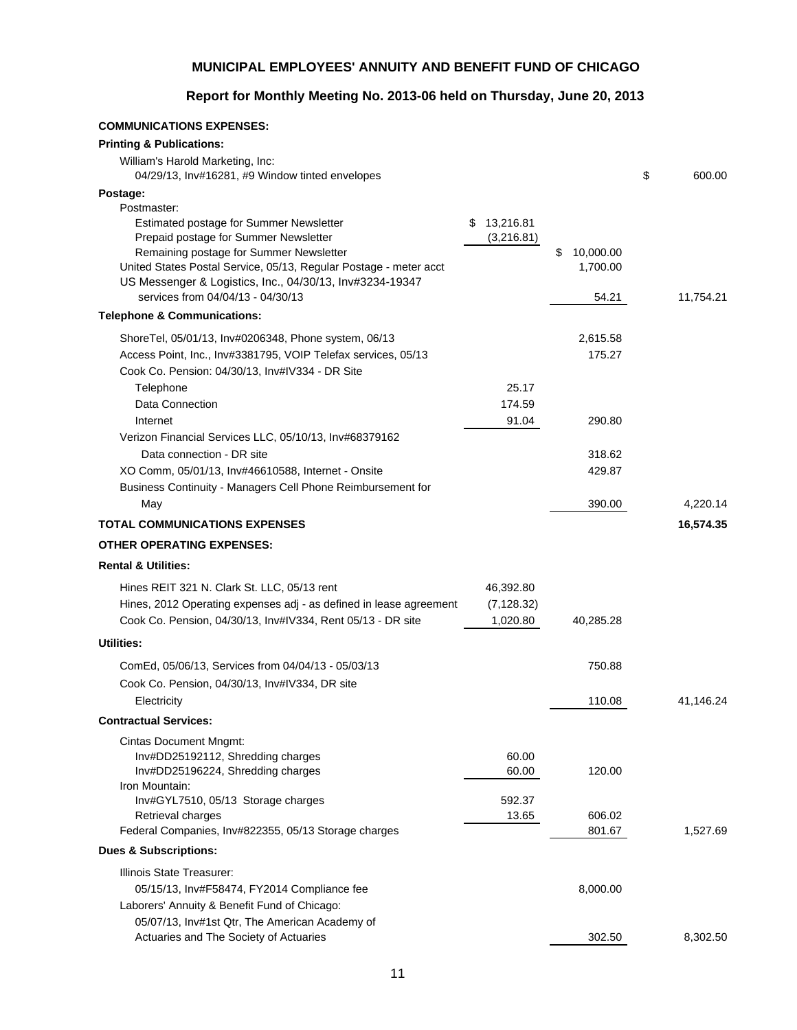## MUNICIPAL EMPLOYEES' ANNUITY AND BENEFIT FUND OF CHICAGO

### Report for Monthly Meeting No. 2013-06 held on Thursday, June 20, 2013

| Description | | | |
|---|---|---|---|
| **COMMUNICATIONS EXPENSES:** | | | |
| **Printing & Publications:** | | | |
| William's Harold Marketing, Inc: | | | |
| 04/29/13, Inv#16281, #9 Window tinted envelopes | | | $ 600.00 |
| **Postage:** | | | |
| Postmaster: | | | |
| Estimated postage for Summer Newsletter | $ 13,216.81 | | |
| Prepaid postage for Summer Newsletter | (3,216.81) | | |
| Remaining postage for Summer Newsletter | | $ 10,000.00 | |
| United States Postal Service, 05/13, Regular Postage - meter acct | | 1,700.00 | |
| US Messenger & Logistics, Inc., 04/30/13, Inv#3234-19347 | | | |
| services from 04/04/13 - 04/30/13 | | 54.21 | 11,754.21 |
| **Telephone & Communications:** | | | |
| ShoreTel, 05/01/13, Inv#0206348, Phone system, 06/13 | | 2,615.58 | |
| Access Point, Inc., Inv#3381795, VOIP Telefax services, 05/13 | | 175.27 | |
| Cook Co. Pension: 04/30/13, Inv#IV334 - DR Site | | | |
| Telephone | 25.17 | | |
| Data Connection | 174.59 | | |
| Internet | 91.04 | 290.80 | |
| Verizon Financial Services LLC, 05/10/13, Inv#68379162 | | | |
| Data connection - DR site | | 318.62 | |
| XO Comm, 05/01/13, Inv#46610588, Internet - Onsite | | 429.87 | |
| Business Continuity - Managers Cell Phone Reimbursement for | | | |
| May | | 390.00 | 4,220.14 |
| **TOTAL COMMUNICATIONS EXPENSES** | | | **16,574.35** |
| **OTHER OPERATING EXPENSES:** | | | |
| **Rental & Utilities:** | | | |
| Hines REIT 321 N. Clark St. LLC, 05/13 rent | 46,392.80 | | |
| Hines, 2012 Operating expenses adj - as defined in lease agreement | (7,128.32) | | |
| Cook Co. Pension, 04/30/13, Inv#IV334, Rent 05/13 - DR site | 1,020.80 | 40,285.28 | |
| **Utilities:** | | | |
| ComEd, 05/06/13, Services from 04/04/13 - 05/03/13 | | 750.88 | |
| Cook Co. Pension, 04/30/13, Inv#IV334, DR site | | | |
| Electricity | | 110.08 | 41,146.24 |
| **Contractual Services:** | | | |
| Cintas Document Mngmt: | | | |
| Inv#DD25192112, Shredding charges | 60.00 | | |
| Inv#DD25196224, Shredding charges | 60.00 | 120.00 | |
| Iron Mountain: | | | |
| Inv#GYL7510, 05/13 Storage charges | 592.37 | | |
| Retrieval charges | 13.65 | 606.02 | |
| Federal Companies, Inv#822355, 05/13 Storage charges | | 801.67 | 1,527.69 |
| **Dues & Subscriptions:** | | | |
| Illinois State Treasurer: | | | |
| 05/15/13, Inv#F58474, FY2014 Compliance fee | | 8,000.00 | |
| Laborers' Annuity & Benefit Fund of Chicago: | | | |
| 05/07/13, Inv#1st Qtr, The American Academy of | | | |
| Actuaries and The Society of Actuaries | | 302.50 | 8,302.50 |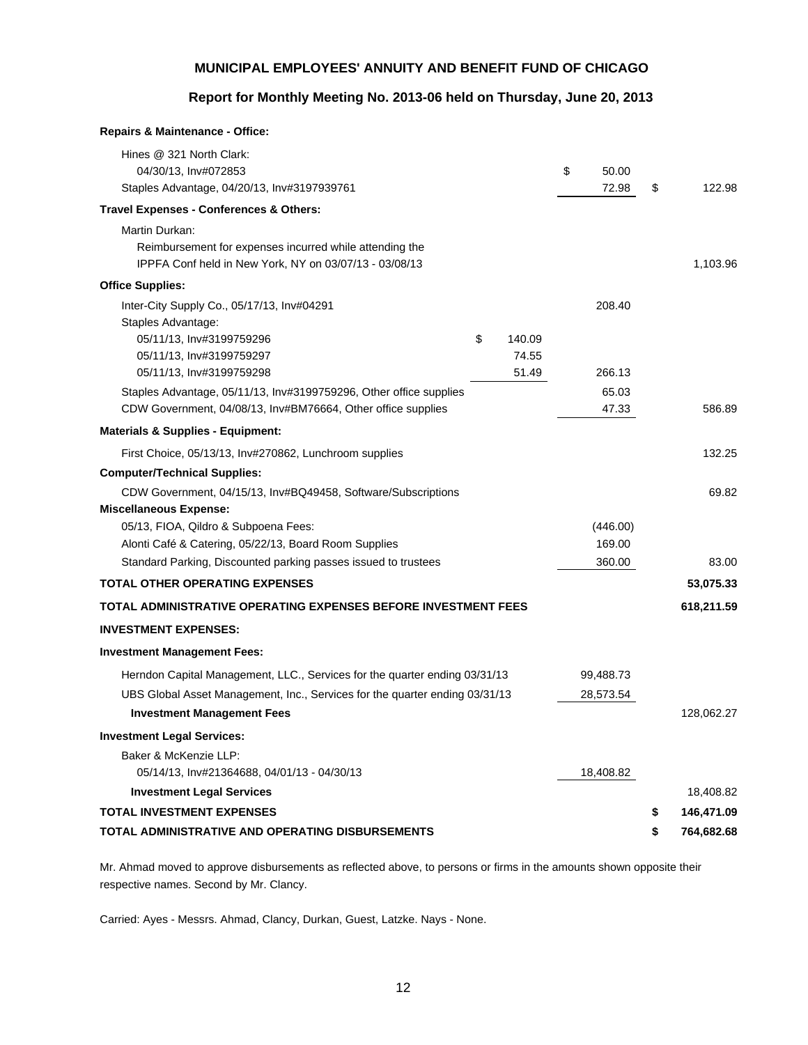## MUNICIPAL EMPLOYEES' ANNUITY AND BENEFIT FUND OF CHICAGO

### Report for Monthly Meeting No. 2013-06 held on Thursday, June 20, 2013

| | | | |
|---|---|---|---|
| **Repairs & Maintenance - Office:** | | | |
| Hines @ 321 North Clark: | | | |
| 04/30/13, Inv#072853 | | $ 50.00 | |
| Staples Advantage, 04/20/13, Inv#3197939761 | | 72.98 | $ 122.98 |
| **Travel Expenses - Conferences & Others:** | | | |
| Martin Durkan: | | | |
| Reimbursement for expenses incurred while attending the IPPFA Conf held in New York, NY on 03/07/13 - 03/08/13 | | | 1,103.96 |
| **Office Supplies:** | | | |
| Inter-City Supply Co., 05/17/13, Inv#04291 | | 208.40 | |
| Staples Advantage: | | | |
| 05/11/13, Inv#3199759296 | $ 140.09 | | |
| 05/11/13, Inv#3199759297 | 74.55 | | |
| 05/11/13, Inv#3199759298 | 51.49 | 266.13 | |
| Staples Advantage, 05/11/13, Inv#3199759296, Other office supplies | | 65.03 | |
| CDW Government, 04/08/13, Inv#BM76664, Other office supplies | | 47.33 | 586.89 |
| **Materials & Supplies - Equipment:** | | | |
| First Choice, 05/13/13, Inv#270862, Lunchroom supplies | | | 132.25 |
| **Computer/Technical Supplies:** | | | |
| CDW Government, 04/15/13, Inv#BQ49458, Software/Subscriptions | | | 69.82 |
| **Miscellaneous Expense:** | | | |
| 05/13, FIOA, Qildro & Subpoena Fees: | | (446.00) | |
| Alonti Café & Catering, 05/22/13, Board Room Supplies | | 169.00 | |
| Standard Parking, Discounted parking passes issued to trustees | | 360.00 | 83.00 |
| **TOTAL OTHER OPERATING EXPENSES** | | | **53,075.33** |
| **TOTAL ADMINISTRATIVE OPERATING EXPENSES BEFORE INVESTMENT FEES** | | | **618,211.59** |
| **INVESTMENT EXPENSES:** | | | |
| **Investment Management Fees:** | | | |
| Herndon Capital Management, LLC., Services for the quarter ending 03/31/13 | | 99,488.73 | |
| UBS Global Asset Management, Inc., Services for the quarter ending 03/31/13 | | 28,573.54 | |
| **Investment Management Fees** | | | 128,062.27 |
| **Investment Legal Services:** | | | |
| Baker & McKenzie LLP: | | | |
| 05/14/13, Inv#21364688, 04/01/13 - 04/30/13 | | 18,408.82 | |
| **Investment Legal Services** | | | 18,408.82 |
| **TOTAL INVESTMENT EXPENSES** | | | **$ 146,471.09** |
| **TOTAL ADMINISTRATIVE AND OPERATING DISBURSEMENTS** | | | **$ 764,682.68** |

Mr. Ahmad moved to approve disbursements as reflected above, to persons or firms in the amounts shown opposite their respective names. Second by Mr. Clancy.

Carried: Ayes - Messrs. Ahmad, Clancy, Durkan, Guest, Latzke. Nays - None.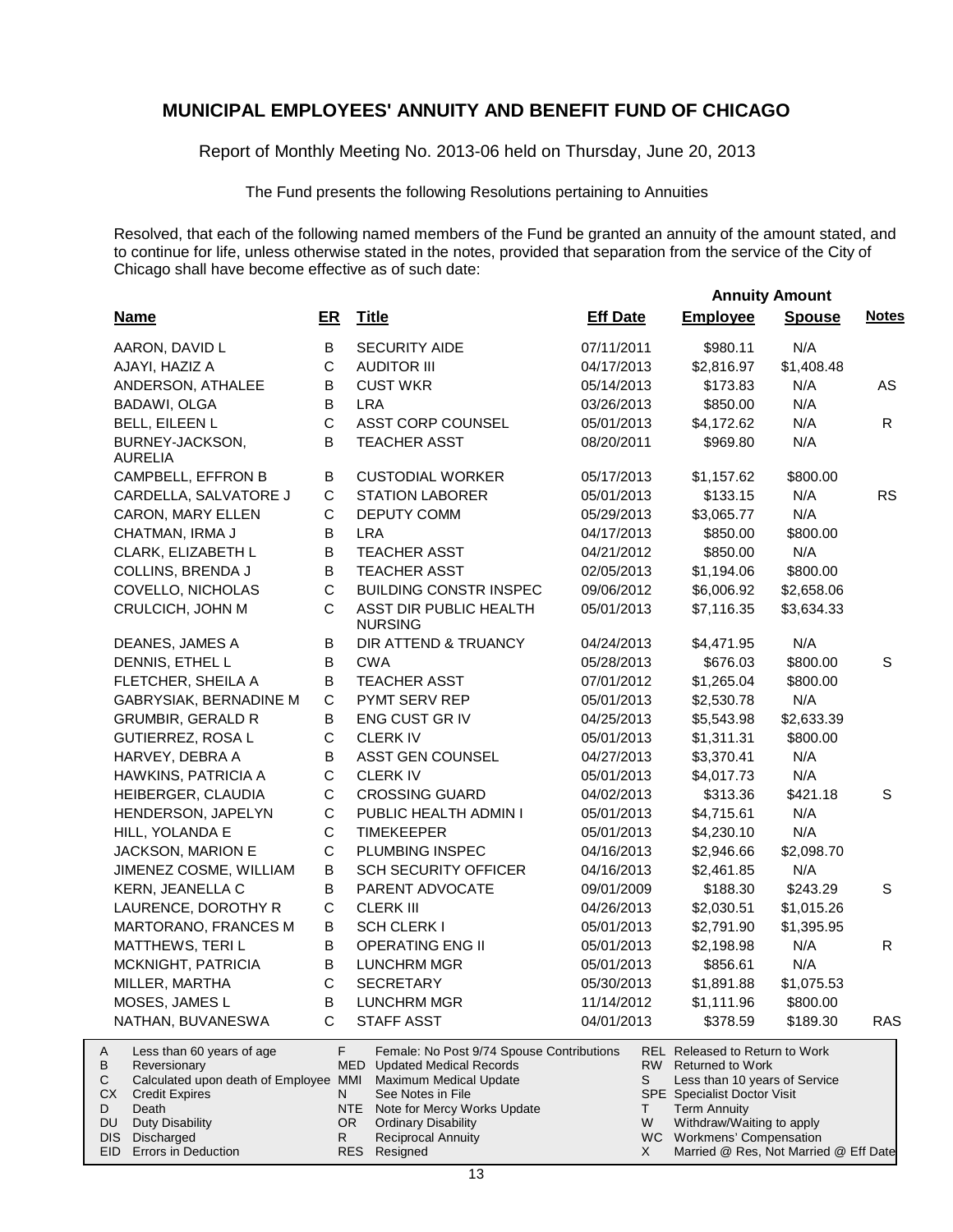# MUNICIPAL EMPLOYEES' ANNUITY AND BENEFIT FUND OF CHICAGO

Report of Monthly Meeting No. 2013-06 held on Thursday, June 20, 2013

The Fund presents the following Resolutions pertaining to Annuities

Resolved, that each of the following named members of the Fund be granted an annuity of the amount stated, and to continue for life, unless otherwise stated in the notes, provided that separation from the service of the City of Chicago shall have become effective as of such date:

| | | | | Annuity Amount | | |
|---|---|---|---|---|---|---|
| **Name** | **ER** | **Title** | **Eff Date** | **Employee** | **Spouse** | **Notes** |
| AARON, DAVID L | B | SECURITY AIDE | 07/11/2011 | $980.11 | N/A | |
| AJAYI, HAZIZ A | C | AUDITOR III | 04/17/2013 | $2,816.97 | $1,408.48 | |
| ANDERSON, ATHALEE | B | CUST WKR | 05/14/2013 | $173.83 | N/A | AS |
| BADAWI, OLGA | B | LRA | 03/26/2013 | $850.00 | N/A | |
| BELL, EILEEN L | C | ASST CORP COUNSEL | 05/01/2013 | $4,172.62 | N/A | R |
| BURNEY-JACKSON, AURELIA | B | TEACHER ASST | 08/20/2011 | $969.80 | N/A | |
| CAMPBELL, EFFRON B | B | CUSTODIAL WORKER | 05/17/2013 | $1,157.62 | $800.00 | |
| CARDELLA, SALVATORE J | C | STATION LABORER | 05/01/2013 | $133.15 | N/A | RS |
| CARON, MARY ELLEN | C | DEPUTY COMM | 05/29/2013 | $3,065.77 | N/A | |
| CHATMAN, IRMA J | B | LRA | 04/17/2013 | $850.00 | $800.00 | |
| CLARK, ELIZABETH L | B | TEACHER ASST | 04/21/2012 | $850.00 | N/A | |
| COLLINS, BRENDA J | B | TEACHER ASST | 02/05/2013 | $1,194.06 | $800.00 | |
| COVELLO, NICHOLAS | C | BUILDING CONSTR INSPEC | 09/06/2012 | $6,006.92 | $2,658.06 | |
| CRULCICH, JOHN M | C | ASST DIR PUBLIC HEALTH NURSING | 05/01/2013 | $7,116.35 | $3,634.33 | |
| DEANES, JAMES A | B | DIR ATTEND & TRUANCY | 04/24/2013 | $4,471.95 | N/A | |
| DENNIS, ETHEL L | B | CWA | 05/28/2013 | $676.03 | $800.00 | S |
| FLETCHER, SHEILA A | B | TEACHER ASST | 07/01/2012 | $1,265.04 | $800.00 | |
| GABRYSIAK, BERNADINE M | C | PYMT SERV REP | 05/01/2013 | $2,530.78 | N/A | |
| GRUMBIR, GERALD R | B | ENG CUST GR IV | 04/25/2013 | $5,543.98 | $2,633.39 | |
| GUTIERREZ, ROSA L | C | CLERK IV | 05/01/2013 | $1,311.31 | $800.00 | |
| HARVEY, DEBRA A | B | ASST GEN COUNSEL | 04/27/2013 | $3,370.41 | N/A | |
| HAWKINS, PATRICIA A | C | CLERK IV | 05/01/2013 | $4,017.73 | N/A | |
| HEIBERGER, CLAUDIA | C | CROSSING GUARD | 04/02/2013 | $313.36 | $421.18 | S |
| HENDERSON, JAPELYN | C | PUBLIC HEALTH ADMIN I | 05/01/2013 | $4,715.61 | N/A | |
| HILL, YOLANDA E | C | TIMEKEEPER | 05/01/2013 | $4,230.10 | N/A | |
| JACKSON, MARION E | C | PLUMBING INSPEC | 04/16/2013 | $2,946.66 | $2,098.70 | |
| JIMENEZ COSME, WILLIAM | B | SCH SECURITY OFFICER | 04/16/2013 | $2,461.85 | N/A | |
| KERN, JEANELLA C | B | PARENT ADVOCATE | 09/01/2009 | $188.30 | $243.29 | S |
| LAURENCE, DOROTHY R | C | CLERK III | 04/26/2013 | $2,030.51 | $1,015.26 | |
| MARTORANO, FRANCES M | B | SCH CLERK I | 05/01/2013 | $2,791.90 | $1,395.95 | |
| MATTHEWS, TERI L | B | OPERATING ENG II | 05/01/2013 | $2,198.98 | N/A | R |
| MCKNIGHT, PATRICIA | B | LUNCHRM MGR | 05/01/2013 | $856.61 | N/A | |
| MILLER, MARTHA | C | SECRETARY | 05/30/2013 | $1,891.88 | $1,075.53 | |
| MOSES, JAMES L | B | LUNCHRM MGR | 11/14/2012 | $1,111.96 | $800.00 | |
| NATHAN, BUVANESWA | C | STAFF ASST | 04/01/2013 | $378.59 | $189.30 | RAS |

| | | | | | |
|---|---|---|---|---|---|
| A | Less than 60 years of age | F | Female: No Post 9/74 Spouse Contributions | REL | Released to Return to Work |
| B | Reversionary | MED | Updated Medical Records | RW | Returned to Work |
| C | Calculated upon death of Employee | MMI | Maximum Medical Update | S | Less than 10 years of Service |
| CX | Credit Expires | N | See Notes in File | SPE | Specialist Doctor Visit |
| D | Death | NTE | Note for Mercy Works Update | T | Term Annuity |
| DU | Duty Disability | OR | Ordinary Disability | W | Withdraw/Waiting to apply |
| DIS | Discharged | R | Reciprocal Annuity | WC | Workmens' Compensation |
| EID | Errors in Deduction | RES | Resigned | X | Married @ Res, Not Married @ Eff Date |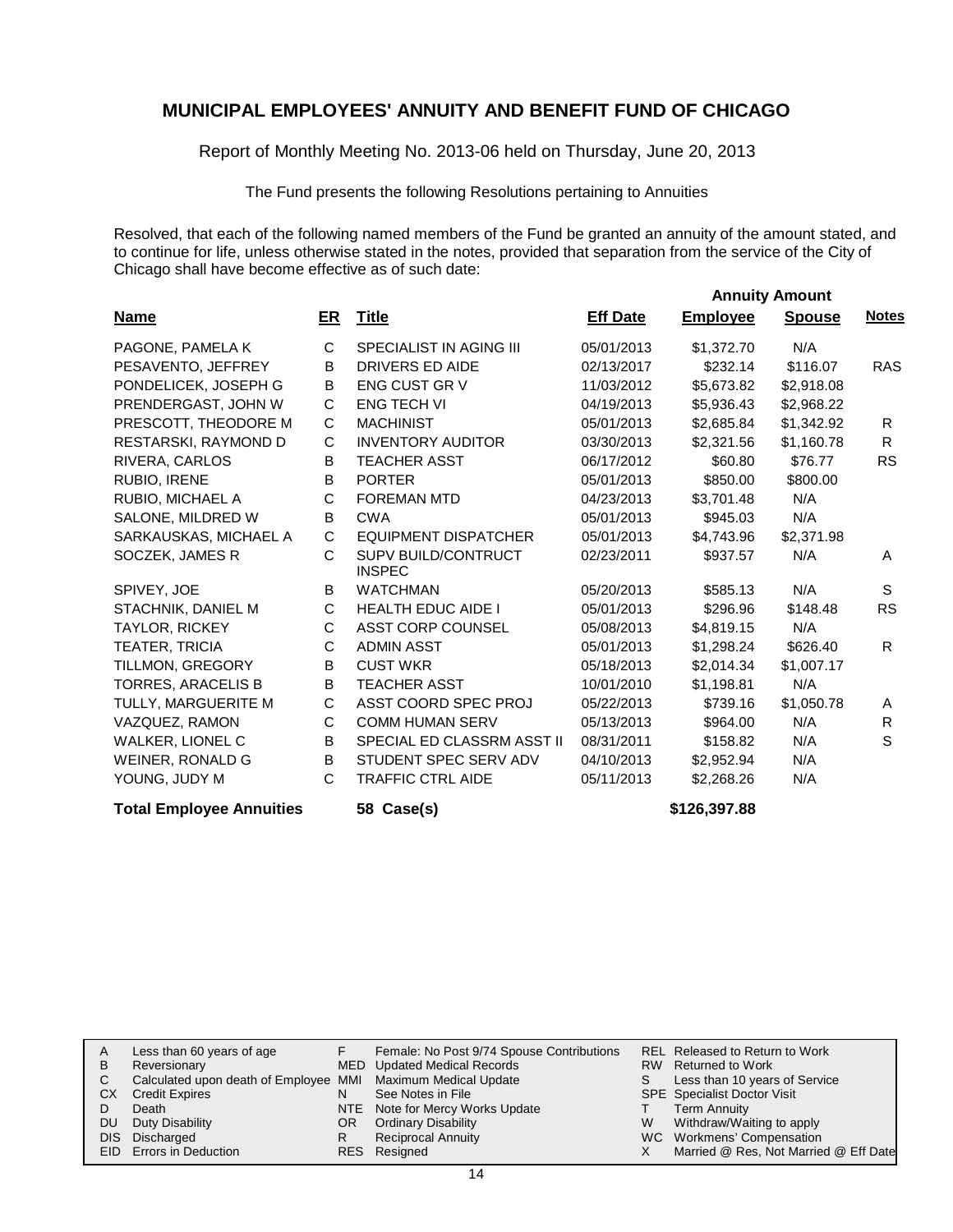# MUNICIPAL EMPLOYEES' ANNUITY AND BENEFIT FUND OF CHICAGO

Report of Monthly Meeting No. 2013-06 held on Thursday, June 20, 2013

The Fund presents the following Resolutions pertaining to Annuities

Resolved, that each of the following named members of the Fund be granted an annuity of the amount stated, and to continue for life, unless otherwise stated in the notes, provided that separation from the service of the City of Chicago shall have become effective as of such date:

| Name | ER | Title | Eff Date | Annuity Amount Employee | Annuity Amount Spouse | Notes |
|---|---|---|---|---|---|---|
| PAGONE, PAMELA K | C | SPECIALIST IN AGING III | 05/01/2013 | $1,372.70 | N/A | |
| PESAVENTO, JEFFREY | B | DRIVERS ED AIDE | 02/13/2017 | $232.14 | $116.07 | RAS |
| PONDELICEK, JOSEPH G | B | ENG CUST GR V | 11/03/2012 | $5,673.82 | $2,918.08 | |
| PRENDERGAST, JOHN W | C | ENG TECH VI | 04/19/2013 | $5,936.43 | $2,968.22 | |
| PRESCOTT, THEODORE M | C | MACHINIST | 05/01/2013 | $2,685.84 | $1,342.92 | R |
| RESTARSKI, RAYMOND D | C | INVENTORY AUDITOR | 03/30/2013 | $2,321.56 | $1,160.78 | R |
| RIVERA, CARLOS | B | TEACHER ASST | 06/17/2012 | $60.80 | $76.77 | RS |
| RUBIO, IRENE | B | PORTER | 05/01/2013 | $850.00 | $800.00 | |
| RUBIO, MICHAEL A | C | FOREMAN MTD | 04/23/2013 | $3,701.48 | N/A | |
| SALONE, MILDRED W | B | CWA | 05/01/2013 | $945.03 | N/A | |
| SARKAUSKAS, MICHAEL A | C | EQUIPMENT DISPATCHER | 05/01/2013 | $4,743.96 | $2,371.98 | |
| SOCZEK, JAMES R | C | SUPV BUILD/CONTRUCT INSPEC | 02/23/2011 | $937.57 | N/A | A |
| SPIVEY, JOE | B | WATCHMAN | 05/20/2013 | $585.13 | N/A | S |
| STACHNIK, DANIEL M | C | HEALTH EDUC AIDE I | 05/01/2013 | $296.96 | $148.48 | RS |
| TAYLOR, RICKEY | C | ASST CORP COUNSEL | 05/08/2013 | $4,819.15 | N/A | |
| TEATER, TRICIA | C | ADMIN ASST | 05/01/2013 | $1,298.24 | $626.40 | R |
| TILLMON, GREGORY | B | CUST WKR | 05/18/2013 | $2,014.34 | $1,007.17 | |
| TORRES, ARACELIS B | B | TEACHER ASST | 10/01/2010 | $1,198.81 | N/A | |
| TULLY, MARGUERITE M | C | ASST COORD SPEC PROJ | 05/22/2013 | $739.16 | $1,050.78 | A |
| VAZQUEZ, RAMON | C | COMM HUMAN SERV | 05/13/2013 | $964.00 | N/A | R |
| WALKER, LIONEL C | B | SPECIAL ED CLASSRM ASST II | 08/31/2011 | $158.82 | N/A | S |
| WEINER, RONALD G | B | STUDENT SPEC SERV ADV | 04/10/2013 | $2,952.94 | N/A | |
| YOUNG, JUDY M | C | TRAFFIC CTRL AIDE | 05/11/2013 | $2,268.26 | N/A | |
| **Total Employee Annuities** | | **58 Case(s)** | | **$126,397.88** | | |

| | | | | | |
|---|---|---|---|---|---|
| A | Less than 60 years of age | F | Female: No Post 9/74 Spouse Contributions | REL | Released to Return to Work |
| B | Reversionary | MED | Updated Medical Records | RW | Returned to Work |
| C | Calculated upon death of Employee | MMI | Maximum Medical Update | S | Less than 10 years of Service |
| CX | Credit Expires | N | See Notes in File | SPE | Specialist Doctor Visit |
| D | Death | NTE | Note for Mercy Works Update | T | Term Annuity |
| DU | Duty Disability | OR | Ordinary Disability | W | Withdraw/Waiting to apply |
| DIS | Discharged | R | Reciprocal Annuity | WC | Workmens' Compensation |
| EID | Errors in Deduction | RES | Resigned | X | Married @ Res, Not Married @ Eff Date |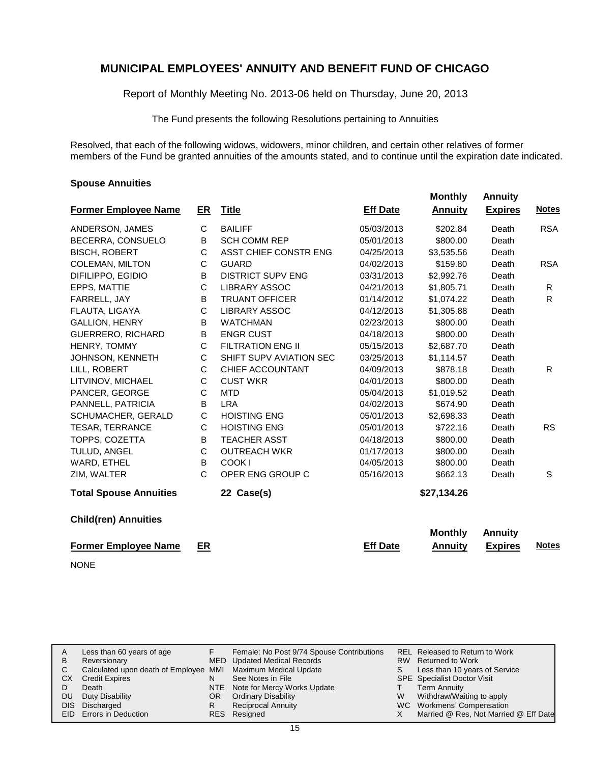# MUNICIPAL EMPLOYEES' ANNUITY AND BENEFIT FUND OF CHICAGO

Report of Monthly Meeting No. 2013-06 held on Thursday, June 20, 2013

The Fund presents the following Resolutions pertaining to Annuities

Resolved, that each of the following widows, widowers, minor children, and certain other relatives of former members of the Fund be granted annuities of the amounts stated, and to continue until the expiration date indicated.

### Spouse Annuities

| Former Employee Name | ER | Title | Eff Date | Monthly Annuity | Annuity Expires | Notes |
|---|---|---|---|---|---|---|
| ANDERSON, JAMES | C | BAILIFF | 05/03/2013 | $202.84 | Death | RSA |
| BECERRA, CONSUELO | B | SCH COMM REP | 05/01/2013 | $800.00 | Death | |
| BISCH, ROBERT | C | ASST CHIEF CONSTR ENG | 04/25/2013 | $3,535.56 | Death | |
| COLEMAN, MILTON | C | GUARD | 04/02/2013 | $159.80 | Death | RSA |
| DIFILIPPO, EGIDIO | B | DISTRICT SUPV ENG | 03/31/2013 | $2,992.76 | Death | |
| EPPS, MATTIE | C | LIBRARY ASSOC | 04/21/2013 | $1,805.71 | Death | R |
| FARRELL, JAY | B | TRUANT OFFICER | 01/14/2012 | $1,074.22 | Death | R |
| FLAUTA, LIGAYA | C | LIBRARY ASSOC | 04/12/2013 | $1,305.88 | Death | |
| GALLION, HENRY | B | WATCHMAN | 02/23/2013 | $800.00 | Death | |
| GUERRERO, RICHARD | B | ENGR CUST | 04/18/2013 | $800.00 | Death | |
| HENRY, TOMMY | C | FILTRATION ENG II | 05/15/2013 | $2,687.70 | Death | |
| JOHNSON, KENNETH | C | SHIFT SUPV AVIATION SEC | 03/25/2013 | $1,114.57 | Death | |
| LILL, ROBERT | C | CHIEF ACCOUNTANT | 04/09/2013 | $878.18 | Death | R |
| LITVINOV, MICHAEL | C | CUST WKR | 04/01/2013 | $800.00 | Death | |
| PANCER, GEORGE | C | MTD | 05/04/2013 | $1,019.52 | Death | |
| PANNELL, PATRICIA | B | LRA | 04/02/2013 | $674.90 | Death | |
| SCHUMACHER, GERALD | C | HOISTING ENG | 05/01/2013 | $2,698.33 | Death | |
| TESAR, TERRANCE | C | HOISTING ENG | 05/01/2013 | $722.16 | Death | RS |
| TOPPS, COZETTA | B | TEACHER ASST | 04/18/2013 | $800.00 | Death | |
| TULUD, ANGEL | C | OUTREACH WKR | 01/17/2013 | $800.00 | Death | |
| WARD, ETHEL | B | COOK I | 04/05/2013 | $800.00 | Death | |
| ZIM, WALTER | C | OPER ENG GROUP C | 05/16/2013 | $662.13 | Death | S |
| **Total Spouse Annuities** | | **22 Case(s)** | | **$27,134.26** | | |

### Child(ren) Annuities

| Former Employee Name | ER | Eff Date | Monthly Annuity | Annuity Expires | Notes |
|---|---|---|---|---|---|

NONE

| | | | | | |
|---|---|---|---|---|---|
| A | Less than 60 years of age | F | Female: No Post 9/74 Spouse Contributions | REL | Released to Return to Work |
| B | Reversionary | MED | Updated Medical Records | RW | Returned to Work |
| C | Calculated upon death of Employee | MMI | Maximum Medical Update | S | Less than 10 years of Service |
| CX | Credit Expires | N | See Notes in File | SPE | Specialist Doctor Visit |
| D | Death | NTE | Note for Mercy Works Update | T | Term Annuity |
| DU | Duty Disability | OR | Ordinary Disability | W | Withdraw/Waiting to apply |
| DIS | Discharged | R | Reciprocal Annuity | WC | Workmens' Compensation |
| EID | Errors in Deduction | RES | Resigned | X | Married @ Res, Not Married @ Eff Date |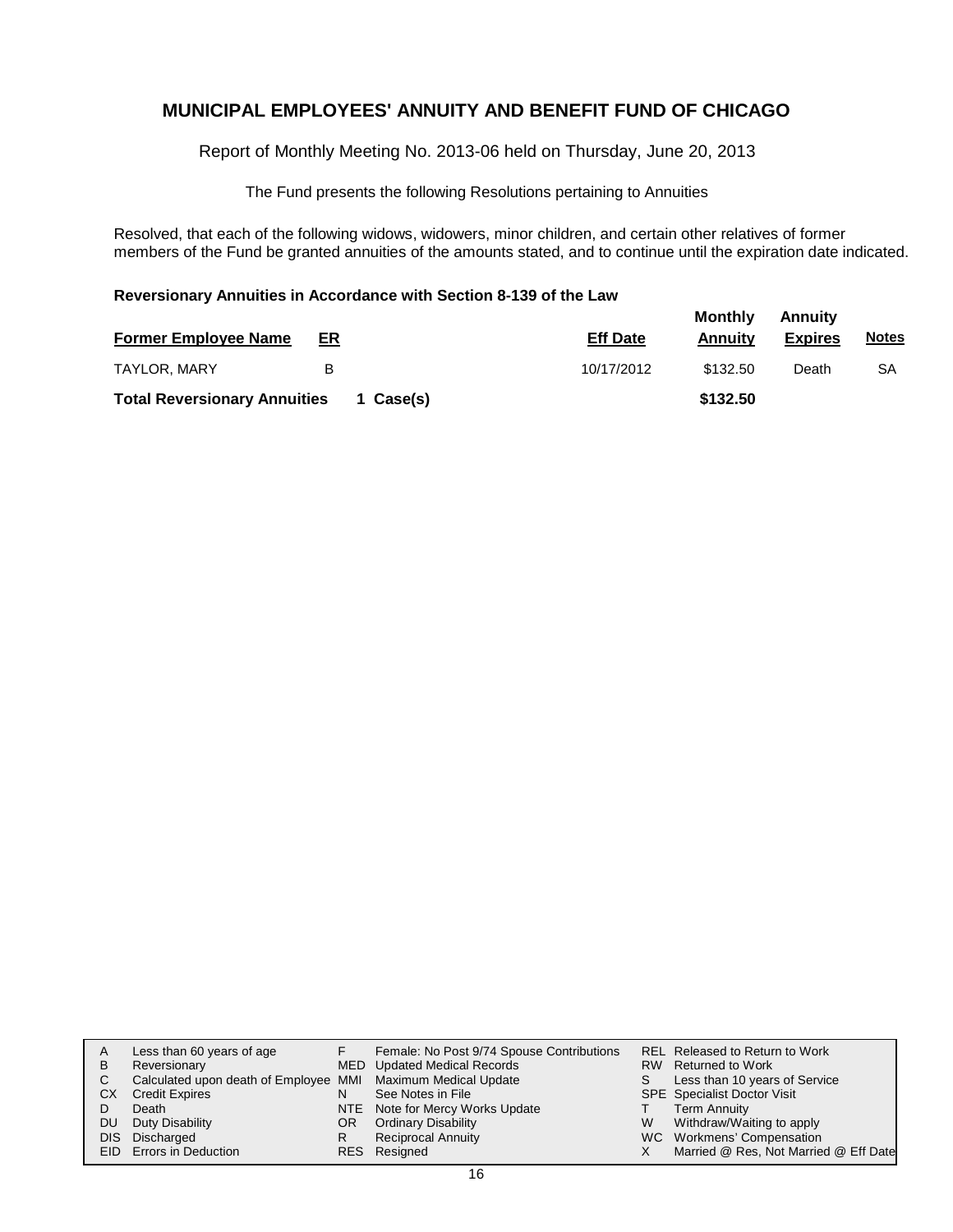# MUNICIPAL EMPLOYEES' ANNUITY AND BENEFIT FUND OF CHICAGO

Report of Monthly Meeting No. 2013-06 held on Thursday, June 20, 2013

The Fund presents the following Resolutions pertaining to Annuities

Resolved, that each of the following widows, widowers, minor children, and certain other relatives of former members of the Fund be granted annuities of the amounts stated, and to continue until the expiration date indicated.

**Reversionary Annuities in Accordance with Section 8-139 of the Law**

| Former Employee Name | ER | | Eff Date | Monthly Annuity | Annuity Expires | Notes |
|---|---|---|---|---|---|---|
| TAYLOR, MARY | B | | 10/17/2012 | $132.50 | Death | SA |
| **Total Reversionary Annuities** | | **1 Case(s)** | | **$132.50** | | |

| | | | | | |
|---|---|---|---|---|---|
| A | Less than 60 years of age | F | Female: No Post 9/74 Spouse Contributions | REL | Released to Return to Work |
| B | Reversionary | MED | Updated Medical Records | RW | Returned to Work |
| C | Calculated upon death of Employee | MMI | Maximum Medical Update | S | Less than 10 years of Service |
| CX | Credit Expires | N | See Notes in File | SPE | Specialist Doctor Visit |
| D | Death | NTE | Note for Mercy Works Update | T | Term Annuity |
| DU | Duty Disability | OR | Ordinary Disability | W | Withdraw/Waiting to apply |
| DIS | Discharged | R | Reciprocal Annuity | WC | Workmens' Compensation |
| EID | Errors in Deduction | RES | Resigned | X | Married @ Res, Not Married @ Eff Date |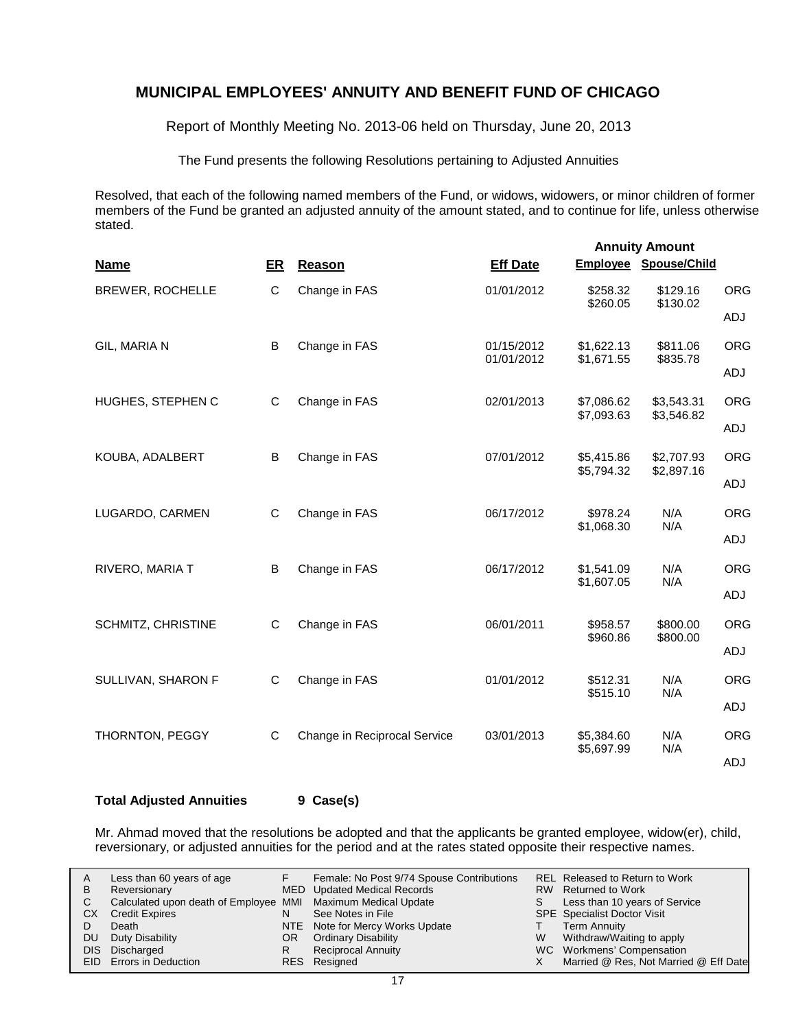# MUNICIPAL EMPLOYEES' ANNUITY AND BENEFIT FUND OF CHICAGO

Report of Monthly Meeting No. 2013-06 held on Thursday, June 20, 2013

The Fund presents the following Resolutions pertaining to Adjusted Annuities

Resolved, that each of the following named members of the Fund, or widows, widowers, or minor children of former members of the Fund be granted an adjusted annuity of the amount stated, and to continue for life, unless otherwise stated.

| Name | ER | Reason | Eff Date | Annuity Amount Employee | Spouse/Child | |
|---|---|---|---|---|---|---|
| BREWER, ROCHELLE | C | Change in FAS | 01/01/2012 | \$258.32 | \$129.16 | ORG |
| | | | | \$260.05 | \$130.02 | ADJ |
| GIL, MARIA N | B | Change in FAS | 01/15/2012 | \$1,622.13 | \$811.06 | ORG |
| | | | 01/01/2012 | \$1,671.55 | \$835.78 | ADJ |
| HUGHES, STEPHEN C | C | Change in FAS | 02/01/2013 | \$7,086.62 | \$3,543.31 | ORG |
| | | | | \$7,093.63 | \$3,546.82 | ADJ |
| KOUBA, ADALBERT | B | Change in FAS | 07/01/2012 | \$5,415.86 | \$2,707.93 | ORG |
| | | | | \$5,794.32 | \$2,897.16 | ADJ |
| LUGARDO, CARMEN | C | Change in FAS | 06/17/2012 | \$978.24 | N/A | ORG |
| | | | | \$1,068.30 | N/A | ADJ |
| RIVERO, MARIA T | B | Change in FAS | 06/17/2012 | \$1,541.09 | N/A | ORG |
| | | | | \$1,607.05 | N/A | ADJ |
| SCHMITZ, CHRISTINE | C | Change in FAS | 06/01/2011 | \$958.57 | \$800.00 | ORG |
| | | | | \$960.86 | \$800.00 | ADJ |
| SULLIVAN, SHARON F | C | Change in FAS | 01/01/2012 | \$512.31 | N/A | ORG |
| | | | | \$515.10 | N/A | ADJ |
| THORNTON, PEGGY | C | Change in Reciprocal Service | 03/01/2013 | \$5,384.60 | N/A | ORG |
| | | | | \$5,697.99 | N/A | ADJ |

**Total Adjusted Annuities 9 Case(s)**

Mr. Ahmad moved that the resolutions be adopted and that the applicants be granted employee, widow(er), child, reversionary, or adjusted annuities for the period and at the rates stated opposite their respective names.

| | | | | | |
|---|---|---|---|---|---|
| A | Less than 60 years of age | F | Female: No Post 9/74 Spouse Contributions | REL | Released to Return to Work |
| B | Reversionary | MED | Updated Medical Records | RW | Returned to Work |
| C | Calculated upon death of Employee | MMI | Maximum Medical Update | S | Less than 10 years of Service |
| CX | Credit Expires | N | See Notes in File | SPE | Specialist Doctor Visit |
| D | Death | NTE | Note for Mercy Works Update | T | Term Annuity |
| DU | Duty Disability | OR | Ordinary Disability | W | Withdraw/Waiting to apply |
| DIS | Discharged | R | Reciprocal Annuity | WC | Workmens' Compensation |
| EID | Errors in Deduction | RES | Resigned | X | Married @ Res, Not Married @ Eff Date |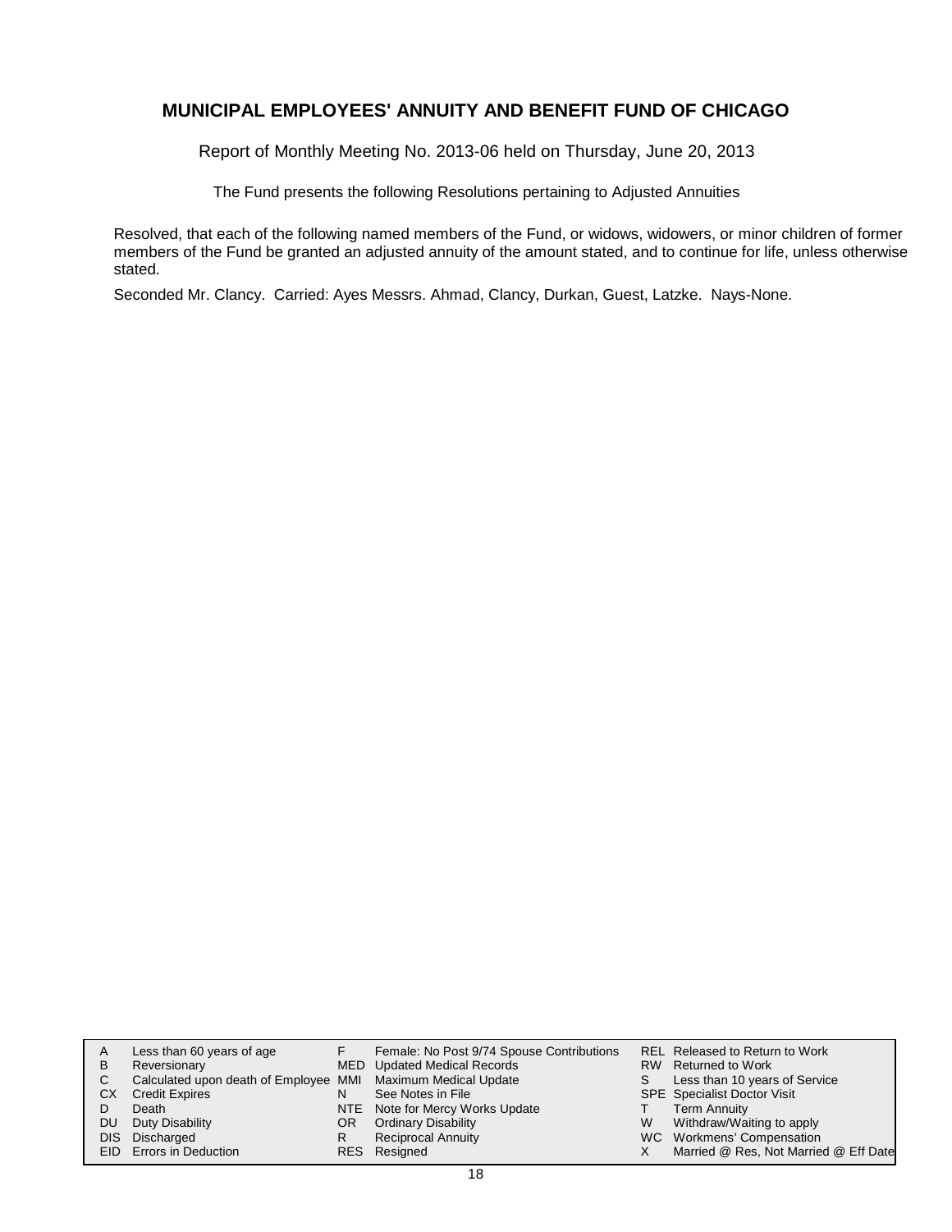## MUNICIPAL EMPLOYEES' ANNUITY AND BENEFIT FUND OF CHICAGO

Report of Monthly Meeting No. 2013-06 held on Thursday, June 20, 2013

The Fund presents the following Resolutions pertaining to Adjusted Annuities

Resolved, that each of the following named members of the Fund, or widows, widowers, or minor children of former members of the Fund be granted an adjusted annuity of the amount stated, and to continue for life, unless otherwise stated.

Seconded Mr. Clancy. Carried: Ayes Messrs. Ahmad, Clancy, Durkan, Guest, Latzke. Nays-None.

| | | | | | |
|---|---|---|---|---|---|
| A | Less than 60 years of age | F | Female: No Post 9/74 Spouse Contributions | REL | Released to Return to Work |
| B | Reversionary | MED | Updated Medical Records | RW | Returned to Work |
| C | Calculated upon death of Employee | MMI | Maximum Medical Update | S | Less than 10 years of Service |
| CX | Credit Expires | N | See Notes in File | SPE | Specialist Doctor Visit |
| D | Death | NTE | Note for Mercy Works Update | T | Term Annuity |
| DU | Duty Disability | OR | Ordinary Disability | W | Withdraw/Waiting to apply |
| DIS | Discharged | R | Reciprocal Annuity | WC | Workmens' Compensation |
| EID | Errors in Deduction | RES | Resigned | X | Married @ Res, Not Married @ Eff Date |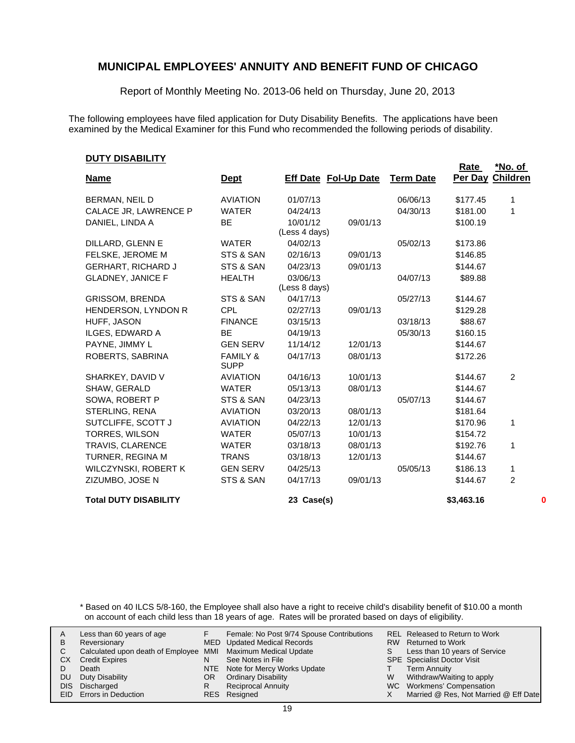# MUNICIPAL EMPLOYEES' ANNUITY AND BENEFIT FUND OF CHICAGO

Report of Monthly Meeting No. 2013-06 held on Thursday, June 20, 2013

The following employees have filed application for Duty Disability Benefits. The applications have been examined by the Medical Examiner for this Fund who recommended the following periods of disability.

## DUTY DISABILITY

| Name | Dept | Eff Date | Fol-Up Date | Term Date | Rate Per Day | *No. of Children |
|---|---|---|---|---|---|---|
| BERMAN, NEIL D | AVIATION | 01/07/13 | | 06/06/13 | $177.45 | 1 |
| CALACE JR, LAWRENCE P | WATER | 04/24/13 | | 04/30/13 | $181.00 | 1 |
| DANIEL, LINDA A | BE | 10/01/12 (Less 4 days) | 09/01/13 | | $100.19 | |
| DILLARD, GLENN E | WATER | 04/02/13 | | 05/02/13 | $173.86 | |
| FELSKE, JEROME M | STS & SAN | 02/16/13 | 09/01/13 | | $146.85 | |
| GERHART, RICHARD J | STS & SAN | 04/23/13 | 09/01/13 | | $144.67 | |
| GLADNEY, JANICE F | HEALTH | 03/06/13 (Less 8 days) | | 04/07/13 | $89.88 | |
| GRISSOM, BRENDA | STS & SAN | 04/17/13 | | 05/27/13 | $144.67 | |
| HENDERSON, LYNDON R | CPL | 02/27/13 | 09/01/13 | | $129.28 | |
| HUFF, JASON | FINANCE | 03/15/13 | | 03/18/13 | $88.67 | |
| ILGES, EDWARD A | BE | 04/19/13 | | 05/30/13 | $160.15 | |
| PAYNE, JIMMY L | GEN SERV | 11/14/12 | 12/01/13 | | $144.67 | |
| ROBERTS, SABRINA | FAMILY & SUPP | 04/17/13 | 08/01/13 | | $172.26 | |
| SHARKEY, DAVID V | AVIATION | 04/16/13 | 10/01/13 | | $144.67 | 2 |
| SHAW, GERALD | WATER | 05/13/13 | 08/01/13 | | $144.67 | |
| SOWA, ROBERT P | STS & SAN | 04/23/13 | | 05/07/13 | $144.67 | |
| STERLING, RENA | AVIATION | 03/20/13 | 08/01/13 | | $181.64 | |
| SUTCLIFFE, SCOTT J | AVIATION | 04/22/13 | 12/01/13 | | $170.96 | 1 |
| TORRES, WILSON | WATER | 05/07/13 | 10/01/13 | | $154.72 | |
| TRAVIS, CLARENCE | WATER | 03/18/13 | 08/01/13 | | $192.76 | 1 |
| TURNER, REGINA M | TRANS | 03/18/13 | 12/01/13 | | $144.67 | |
| WILCZYNSKI, ROBERT K | GEN SERV | 04/25/13 | | 05/05/13 | $186.13 | 1 |
| ZIZUMBO, JOSE N | STS & SAN | 04/17/13 | 09/01/13 | | $144.67 | 2 |
| **Total DUTY DISABILITY** | | **23 Case(s)** | | | **$3,463.16** | 0 |

\* Based on 40 ILCS 5/8-160, the Employee shall also have a right to receive child's disability benefit of $10.00 a month on account of each child less than 18 years of age. Rates will be prorated based on days of eligibility.

| | | | | | |
|---|---|---|---|---|---|
| A | Less than 60 years of age | F | Female: No Post 9/74 Spouse Contributions | REL | Released to Return to Work |
| B | Reversionary | MED | Updated Medical Records | RW | Returned to Work |
| C | Calculated upon death of Employee | MMI | Maximum Medical Update | S | Less than 10 years of Service |
| CX | Credit Expires | N | See Notes in File | SPE | Specialist Doctor Visit |
| D | Death | NTE | Note for Mercy Works Update | T | Term Annuity |
| DU | Duty Disability | OR | Ordinary Disability | W | Withdraw/Waiting to apply |
| DIS | Discharged | R | Reciprocal Annuity | WC | Workmens' Compensation |
| EID | Errors in Deduction | RES | Resigned | X | Married @ Res, Not Married @ Eff Date |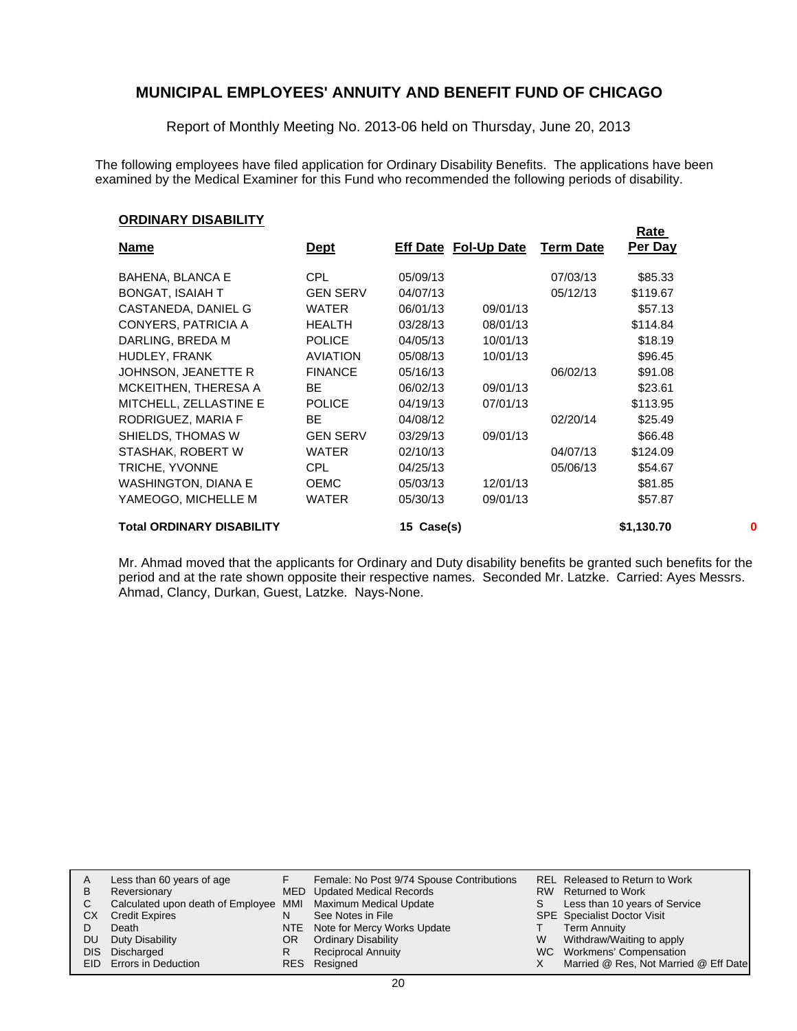# MUNICIPAL EMPLOYEES' ANNUITY AND BENEFIT FUND OF CHICAGO

Report of Monthly Meeting No. 2013-06 held on Thursday, June 20, 2013

The following employees have filed application for Ordinary Disability Benefits. The applications have been examined by the Medical Examiner for this Fund who recommended the following periods of disability.

## ORDINARY DISABILITY

| Name | Dept | Eff Date | Fol-Up Date | Term Date | Rate Per Day |
|---|---|---|---|---|---|
| BAHENA, BLANCA E | CPL | 05/09/13 | | 07/03/13 | $85.33 |
| BONGAT, ISAIAH T | GEN SERV | 04/07/13 | | 05/12/13 | $119.67 |
| CASTANEDA, DANIEL G | WATER | 06/01/13 | 09/01/13 | | $57.13 |
| CONYERS, PATRICIA A | HEALTH | 03/28/13 | 08/01/13 | | $114.84 |
| DARLING, BREDA M | POLICE | 04/05/13 | 10/01/13 | | $18.19 |
| HUDLEY, FRANK | AVIATION | 05/08/13 | 10/01/13 | | $96.45 |
| JOHNSON, JEANETTE R | FINANCE | 05/16/13 | | 06/02/13 | $91.08 |
| MCKEITHEN, THERESA A | BE | 06/02/13 | 09/01/13 | | $23.61 |
| MITCHELL, ZELLASTINE E | POLICE | 04/19/13 | 07/01/13 | | $113.95 |
| RODRIGUEZ, MARIA F | BE | 04/08/12 | | 02/20/14 | $25.49 |
| SHIELDS, THOMAS W | GEN SERV | 03/29/13 | 09/01/13 | | $66.48 |
| STASHAK, ROBERT W | WATER | 02/10/13 | | 04/07/13 | $124.09 |
| TRICHE, YVONNE | CPL | 04/25/13 | | 05/06/13 | $54.67 |
| WASHINGTON, DIANA E | OEMC | 05/03/13 | 12/01/13 | | $81.85 |
| YAMEOGO, MICHELLE M | WATER | 05/30/13 | 09/01/13 | | $57.87 |
| **Total ORDINARY DISABILITY** | | **15 Case(s)** | | | **$1,130.70** |

0

Mr. Ahmad moved that the applicants for Ordinary and Duty disability benefits be granted such benefits for the period and at the rate shown opposite their respective names. Seconded Mr. Latzke. Carried: Ayes Messrs. Ahmad, Clancy, Durkan, Guest, Latzke. Nays-None.

| | | | | | |
|---|---|---|---|---|---|
| A | Less than 60 years of age | F | Female: No Post 9/74 Spouse Contributions | REL | Released to Return to Work |
| B | Reversionary | MED | Updated Medical Records | RW | Returned to Work |
| C | Calculated upon death of Employee | MMI | Maximum Medical Update | S | Less than 10 years of Service |
| CX | Credit Expires | N | See Notes in File | SPE | Specialist Doctor Visit |
| D | Death | NTE | Note for Mercy Works Update | T | Term Annuity |
| DU | Duty Disability | OR | Ordinary Disability | W | Withdraw/Waiting to apply |
| DIS | Discharged | R | Reciprocal Annuity | WC | Workmens' Compensation |
| EID | Errors in Deduction | RES | Resigned | X | Married @ Res, Not Married @ Eff Date |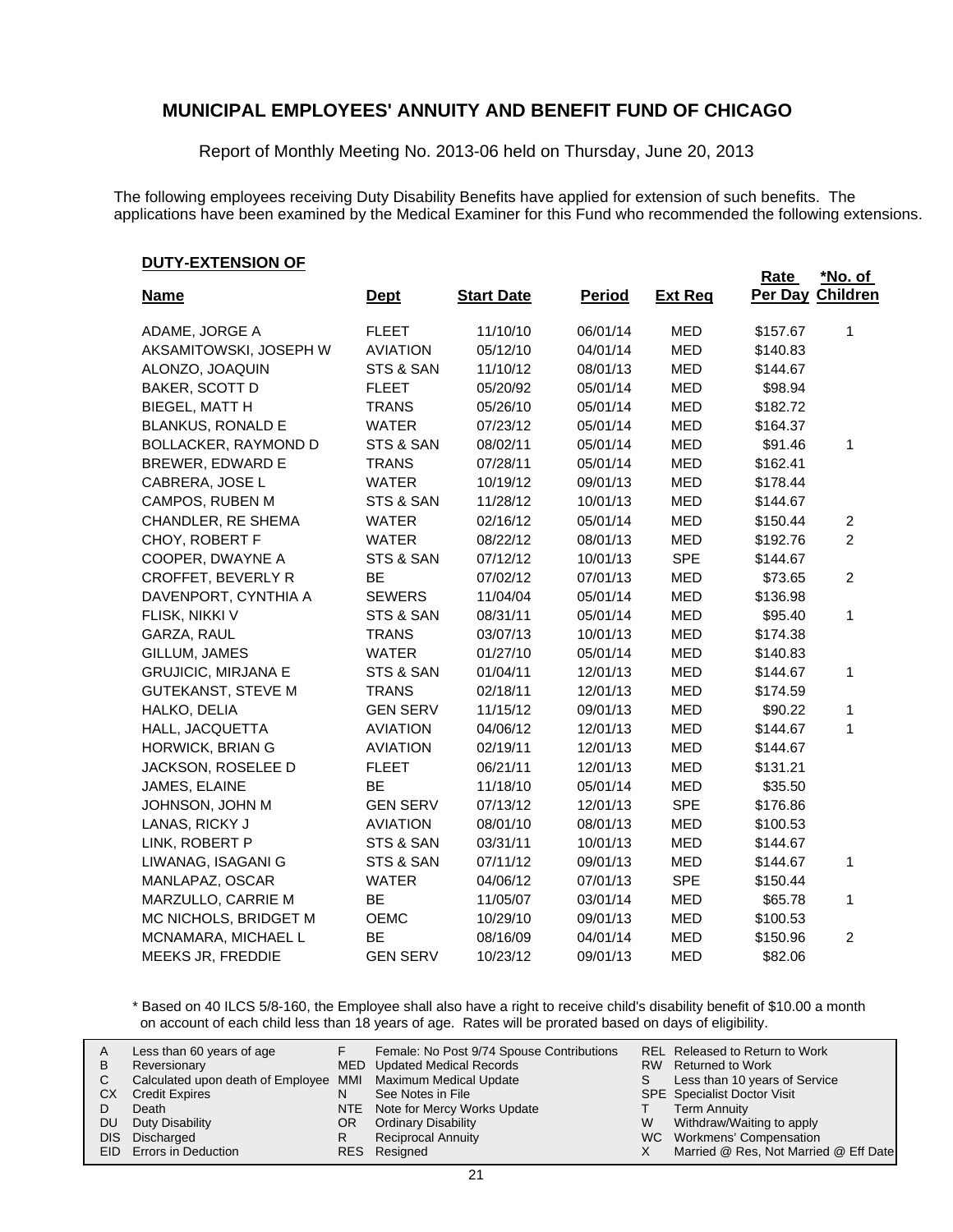# MUNICIPAL EMPLOYEES' ANNUITY AND BENEFIT FUND OF CHICAGO

Report of Monthly Meeting No. 2013-06 held on Thursday, June 20, 2013

The following employees receiving Duty Disability Benefits have applied for extension of such benefits. The applications have been examined by the Medical Examiner for this Fund who recommended the following extensions.

**DUTY-EXTENSION OF**

| Name | Dept | Start Date | Period | Ext Req | Rate Per Day | *No. of Children |
|---|---|---|---|---|---|---|
| ADAME, JORGE A | FLEET | 11/10/10 | 06/01/14 | MED | $157.67 | 1 |
| AKSAMITOWSKI, JOSEPH W | AVIATION | 05/12/10 | 04/01/14 | MED | $140.83 | |
| ALONZO, JOAQUIN | STS & SAN | 11/10/12 | 08/01/13 | MED | $144.67 | |
| BAKER, SCOTT D | FLEET | 05/20/92 | 05/01/14 | MED | $98.94 | |
| BIEGEL, MATT H | TRANS | 05/26/10 | 05/01/14 | MED | $182.72 | |
| BLANKUS, RONALD E | WATER | 07/23/12 | 05/01/14 | MED | $164.37 | |
| BOLLACKER, RAYMOND D | STS & SAN | 08/02/11 | 05/01/14 | MED | $91.46 | 1 |
| BREWER, EDWARD E | TRANS | 07/28/11 | 05/01/14 | MED | $162.41 | |
| CABRERA, JOSE L | WATER | 10/19/12 | 09/01/13 | MED | $178.44 | |
| CAMPOS, RUBEN M | STS & SAN | 11/28/12 | 10/01/13 | MED | $144.67 | |
| CHANDLER, RE SHEMA | WATER | 02/16/12 | 05/01/14 | MED | $150.44 | 2 |
| CHOY, ROBERT F | WATER | 08/22/12 | 08/01/13 | MED | $192.76 | 2 |
| COOPER, DWAYNE A | STS & SAN | 07/12/12 | 10/01/13 | SPE | $144.67 | |
| CROFFET, BEVERLY R | BE | 07/02/12 | 07/01/13 | MED | $73.65 | 2 |
| DAVENPORT, CYNTHIA A | SEWERS | 11/04/04 | 05/01/14 | MED | $136.98 | |
| FLISK, NIKKI V | STS & SAN | 08/31/11 | 05/01/14 | MED | $95.40 | 1 |
| GARZA, RAUL | TRANS | 03/07/13 | 10/01/13 | MED | $174.38 | |
| GILLUM, JAMES | WATER | 01/27/10 | 05/01/14 | MED | $140.83 | |
| GRUJICIC, MIRJANA E | STS & SAN | 01/04/11 | 12/01/13 | MED | $144.67 | 1 |
| GUTEKANST, STEVE M | TRANS | 02/18/11 | 12/01/13 | MED | $174.59 | |
| HALKO, DELIA | GEN SERV | 11/15/12 | 09/01/13 | MED | $90.22 | 1 |
| HALL, JACQUETTA | AVIATION | 04/06/12 | 12/01/13 | MED | $144.67 | 1 |
| HORWICK, BRIAN G | AVIATION | 02/19/11 | 12/01/13 | MED | $144.67 | |
| JACKSON, ROSELEE D | FLEET | 06/21/11 | 12/01/13 | MED | $131.21 | |
| JAMES, ELAINE | BE | 11/18/10 | 05/01/14 | MED | $35.50 | |
| JOHNSON, JOHN M | GEN SERV | 07/13/12 | 12/01/13 | SPE | $176.86 | |
| LANAS, RICKY J | AVIATION | 08/01/10 | 08/01/13 | MED | $100.53 | |
| LINK, ROBERT P | STS & SAN | 03/31/11 | 10/01/13 | MED | $144.67 | |
| LIWANAG, ISAGANI G | STS & SAN | 07/11/12 | 09/01/13 | MED | $144.67 | 1 |
| MANLAPAZ, OSCAR | WATER | 04/06/12 | 07/01/13 | SPE | $150.44 | |
| MARZULLO, CARRIE M | BE | 11/05/07 | 03/01/14 | MED | $65.78 | 1 |
| MC NICHOLS, BRIDGET M | OEMC | 10/29/10 | 09/01/13 | MED | $100.53 | |
| MCNAMARA, MICHAEL L | BE | 08/16/09 | 04/01/14 | MED | $150.96 | 2 |
| MEEKS JR, FREDDIE | GEN SERV | 10/23/12 | 09/01/13 | MED | $82.06 | |

\* Based on 40 ILCS 5/8-160, the Employee shall also have a right to receive child's disability benefit of $10.00 a month on account of each child less than 18 years of age. Rates will be prorated based on days of eligibility.

| | | | | | |
|---|---|---|---|---|---|
| A | Less than 60 years of age | F | Female: No Post 9/74 Spouse Contributions | REL | Released to Return to Work |
| B | Reversionary | MED | Updated Medical Records | RW | Returned to Work |
| C | Calculated upon death of Employee | MMI | Maximum Medical Update | S | Less than 10 years of Service |
| CX | Credit Expires | N | See Notes in File | SPE | Specialist Doctor Visit |
| D | Death | NTE | Note for Mercy Works Update | T | Term Annuity |
| DU | Duty Disability | OR | Ordinary Disability | W | Withdraw/Waiting to apply |
| DIS | Discharged | R | Reciprocal Annuity | WC | Workmens' Compensation |
| EID | Errors in Deduction | RES | Resigned | X | Married @ Res, Not Married @ Eff Date |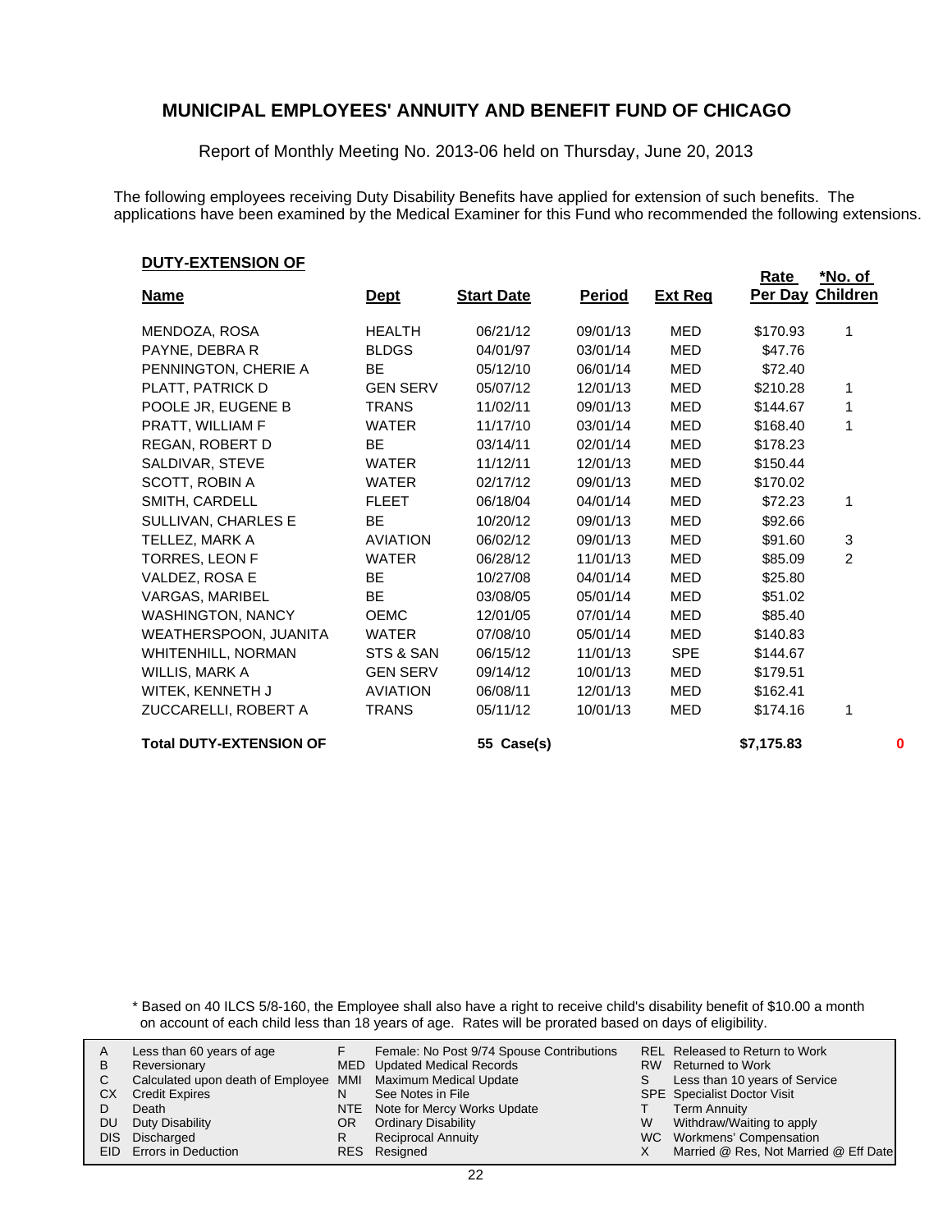## MUNICIPAL EMPLOYEES' ANNUITY AND BENEFIT FUND OF CHICAGO

Report of Monthly Meeting No. 2013-06 held on Thursday, June 20, 2013

The following employees receiving Duty Disability Benefits have applied for extension of such benefits. The applications have been examined by the Medical Examiner for this Fund who recommended the following extensions.

### DUTY-EXTENSION OF

| Name | Dept | Start Date | Period | Ext Req | Rate Per Day | *No. of Children |
|---|---|---|---|---|---|---|
| MENDOZA, ROSA | HEALTH | 06/21/12 | 09/01/13 | MED | $170.93 | 1 |
| PAYNE, DEBRA R | BLDGS | 04/01/97 | 03/01/14 | MED | $47.76 | |
| PENNINGTON, CHERIE A | BE | 05/12/10 | 06/01/14 | MED | $72.40 | |
| PLATT, PATRICK D | GEN SERV | 05/07/12 | 12/01/13 | MED | $210.28 | 1 |
| POOLE JR, EUGENE B | TRANS | 11/02/11 | 09/01/13 | MED | $144.67 | 1 |
| PRATT, WILLIAM F | WATER | 11/17/10 | 03/01/14 | MED | $168.40 | 1 |
| REGAN, ROBERT D | BE | 03/14/11 | 02/01/14 | MED | $178.23 | |
| SALDIVAR, STEVE | WATER | 11/12/11 | 12/01/13 | MED | $150.44 | |
| SCOTT, ROBIN A | WATER | 02/17/12 | 09/01/13 | MED | $170.02 | |
| SMITH, CARDELL | FLEET | 06/18/04 | 04/01/14 | MED | $72.23 | 1 |
| SULLIVAN, CHARLES E | BE | 10/20/12 | 09/01/13 | MED | $92.66 | |
| TELLEZ, MARK A | AVIATION | 06/02/12 | 09/01/13 | MED | $91.60 | 3 |
| TORRES, LEON F | WATER | 06/28/12 | 11/01/13 | MED | $85.09 | 2 |
| VALDEZ, ROSA E | BE | 10/27/08 | 04/01/14 | MED | $25.80 | |
| VARGAS, MARIBEL | BE | 03/08/05 | 05/01/14 | MED | $51.02 | |
| WASHINGTON, NANCY | OEMC | 12/01/05 | 07/01/14 | MED | $85.40 | |
| WEATHERSPOON, JUANITA | WATER | 07/08/10 | 05/01/14 | MED | $140.83 | |
| WHITENHILL, NORMAN | STS & SAN | 06/15/12 | 11/01/13 | SPE | $144.67 | |
| WILLIS, MARK A | GEN SERV | 09/14/12 | 10/01/13 | MED | $179.51 | |
| WITEK, KENNETH J | AVIATION | 06/08/11 | 12/01/13 | MED | $162.41 | |
| ZUCCARELLI, ROBERT A | TRANS | 05/11/12 | 10/01/13 | MED | $174.16 | 1 |
| **Total DUTY-EXTENSION OF** | | **55 Case(s)** | | | **$7,175.83** | **0** |

\* Based on 40 ILCS 5/8-160, the Employee shall also have a right to receive child's disability benefit of $10.00 a month on account of each child less than 18 years of age. Rates will be prorated based on days of eligibility.

| | | | | | |
|---|---|---|---|---|---|
| A | Less than 60 years of age | F | Female: No Post 9/74 Spouse Contributions | REL | Released to Return to Work |
| B | Reversionary | MED | Updated Medical Records | RW | Returned to Work |
| C | Calculated upon death of Employee | MMI | Maximum Medical Update | S | Less than 10 years of Service |
| CX | Credit Expires | N | See Notes in File | SPE | Specialist Doctor Visit |
| D | Death | NTE | Note for Mercy Works Update | T | Term Annuity |
| DU | Duty Disability | OR | Ordinary Disability | W | Withdraw/Waiting to apply |
| DIS | Discharged | R | Reciprocal Annuity | WC | Workmens' Compensation |
| EID | Errors in Deduction | RES | Resigned | X | Married @ Res, Not Married @ Eff Date |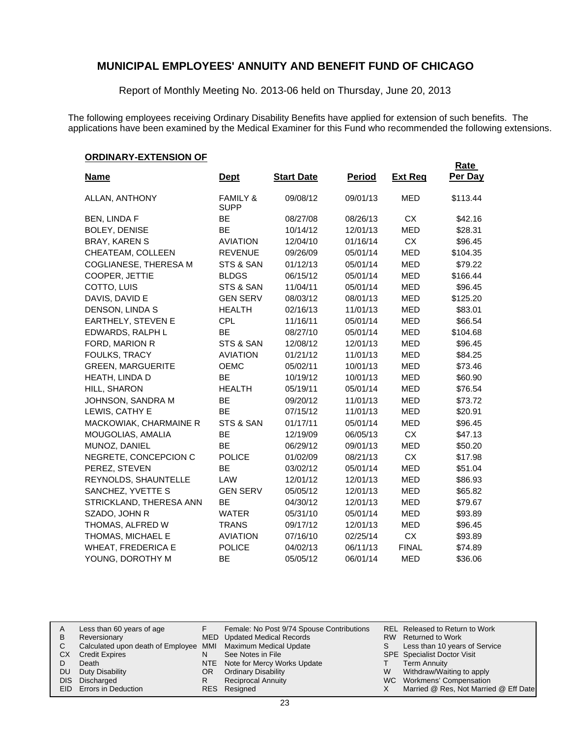# MUNICIPAL EMPLOYEES' ANNUITY AND BENEFIT FUND OF CHICAGO

Report of Monthly Meeting No. 2013-06 held on Thursday, June 20, 2013

The following employees receiving Ordinary Disability Benefits have applied for extension of such benefits. The applications have been examined by the Medical Examiner for this Fund who recommended the following extensions.

**ORDINARY-EXTENSION OF**

| Name | Dept | Start Date | Period | Ext Req | Rate Per Day |
|---|---|---|---|---|---|
| ALLAN, ANTHONY | FAMILY & SUPP | 09/08/12 | 09/01/13 | MED | $113.44 |
| BEN, LINDA F | BE | 08/27/08 | 08/26/13 | CX | $42.16 |
| BOLEY, DENISE | BE | 10/14/12 | 12/01/13 | MED | $28.31 |
| BRAY, KAREN S | AVIATION | 12/04/10 | 01/16/14 | CX | $96.45 |
| CHEATEAM, COLLEEN | REVENUE | 09/26/09 | 05/01/14 | MED | $104.35 |
| COGLIANESE, THERESA M | STS & SAN | 01/12/13 | 05/01/14 | MED | $79.22 |
| COOPER, JETTIE | BLDGS | 06/15/12 | 05/01/14 | MED | $166.44 |
| COTTO, LUIS | STS & SAN | 11/04/11 | 05/01/14 | MED | $96.45 |
| DAVIS, DAVID E | GEN SERV | 08/03/12 | 08/01/13 | MED | $125.20 |
| DENSON, LINDA S | HEALTH | 02/16/13 | 11/01/13 | MED | $83.01 |
| EARTHELY, STEVEN E | CPL | 11/16/11 | 05/01/14 | MED | $66.54 |
| EDWARDS, RALPH L | BE | 08/27/10 | 05/01/14 | MED | $104.68 |
| FORD, MARION R | STS & SAN | 12/08/12 | 12/01/13 | MED | $96.45 |
| FOULKS, TRACY | AVIATION | 01/21/12 | 11/01/13 | MED | $84.25 |
| GREEN, MARGUERITE | OEMC | 05/02/11 | 10/01/13 | MED | $73.46 |
| HEATH, LINDA D | BE | 10/19/12 | 10/01/13 | MED | $60.90 |
| HILL, SHARON | HEALTH | 05/19/11 | 05/01/14 | MED | $76.54 |
| JOHNSON, SANDRA M | BE | 09/20/12 | 11/01/13 | MED | $73.72 |
| LEWIS, CATHY E | BE | 07/15/12 | 11/01/13 | MED | $20.91 |
| MACKOWIAK, CHARMAINE R | STS & SAN | 01/17/11 | 05/01/14 | MED | $96.45 |
| MOUGOLIAS, AMALIA | BE | 12/19/09 | 06/05/13 | CX | $47.13 |
| MUNOZ, DANIEL | BE | 06/29/12 | 09/01/13 | MED | $50.20 |
| NEGRETE, CONCEPCION C | POLICE | 01/02/09 | 08/21/13 | CX | $17.98 |
| PEREZ, STEVEN | BE | 03/02/12 | 05/01/14 | MED | $51.04 |
| REYNOLDS, SHAUNTELLE | LAW | 12/01/12 | 12/01/13 | MED | $86.93 |
| SANCHEZ, YVETTE S | GEN SERV | 05/05/12 | 12/01/13 | MED | $65.82 |
| STRICKLAND, THERESA ANN | BE | 04/30/12 | 12/01/13 | MED | $79.67 |
| SZADO, JOHN R | WATER | 05/31/10 | 05/01/14 | MED | $93.89 |
| THOMAS, ALFRED W | TRANS | 09/17/12 | 12/01/13 | MED | $96.45 |
| THOMAS, MICHAEL E | AVIATION | 07/16/10 | 02/25/14 | CX | $93.89 |
| WHEAT, FREDERICA E | POLICE | 04/02/13 | 06/11/13 | FINAL | $74.89 |
| YOUNG, DOROTHY M | BE | 05/05/12 | 06/01/14 | MED | $36.06 |

| | | | | | |
|---|---|---|---|---|---|
| A | Less than 60 years of age | F | Female: No Post 9/74 Spouse Contributions | REL | Released to Return to Work |
| B | Reversionary | MED | Updated Medical Records | RW | Returned to Work |
| C | Calculated upon death of Employee | MMI | Maximum Medical Update | S | Less than 10 years of Service |
| CX | Credit Expires | N | See Notes in File | SPE | Specialist Doctor Visit |
| D | Death | NTE | Note for Mercy Works Update | T | Term Annuity |
| DU | Duty Disability | OR | Ordinary Disability | W | Withdraw/Waiting to apply |
| DIS | Discharged | R | Reciprocal Annuity | WC | Workmens' Compensation |
| EID | Errors in Deduction | RES | Resigned | X | Married @ Res, Not Married @ Eff Date |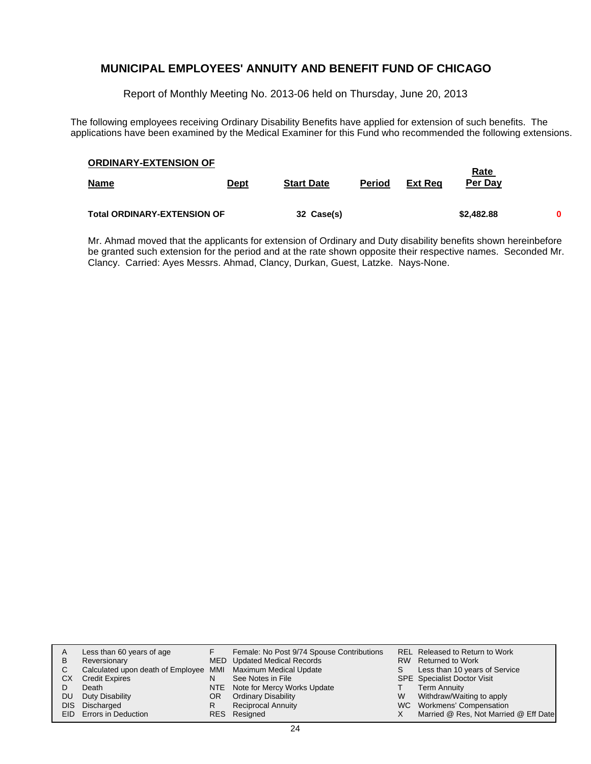## MUNICIPAL EMPLOYEES' ANNUITY AND BENEFIT FUND OF CHICAGO

Report of Monthly Meeting No. 2013-06 held on Thursday, June 20, 2013

The following employees receiving Ordinary Disability Benefits have applied for extension of such benefits. The applications have been examined by the Medical Examiner for this Fund who recommended the following extensions.

**ORDINARY-EXTENSION OF**

| Name | Dept | Start Date | Period | Ext Req | Rate Per Day | |
|---|---|---|---|---|---|---|
| **Total ORDINARY-EXTENSION OF** | | **32 Case(s)** | | | **$2,482.88** | **0** |

Mr. Ahmad moved that the applicants for extension of Ordinary and Duty disability benefits shown hereinbefore be granted such extension for the period and at the rate shown opposite their respective names. Seconded Mr. Clancy. Carried: Ayes Messrs. Ahmad, Clancy, Durkan, Guest, Latzke. Nays-None.

| | | | | | |
|---|---|---|---|---|---|
| A | Less than 60 years of age | F | Female: No Post 9/74 Spouse Contributions | REL | Released to Return to Work |
| B | Reversionary | MED | Updated Medical Records | RW | Returned to Work |
| C | Calculated upon death of Employee | MMI | Maximum Medical Update | S | Less than 10 years of Service |
| CX | Credit Expires | N | See Notes in File | SPE | Specialist Doctor Visit |
| D | Death | NTE | Note for Mercy Works Update | T | Term Annuity |
| DU | Duty Disability | OR | Ordinary Disability | W | Withdraw/Waiting to apply |
| DIS | Discharged | R | Reciprocal Annuity | WC | Workmens' Compensation |
| EID | Errors in Deduction | RES | Resigned | X | Married @ Res, Not Married @ Eff Date |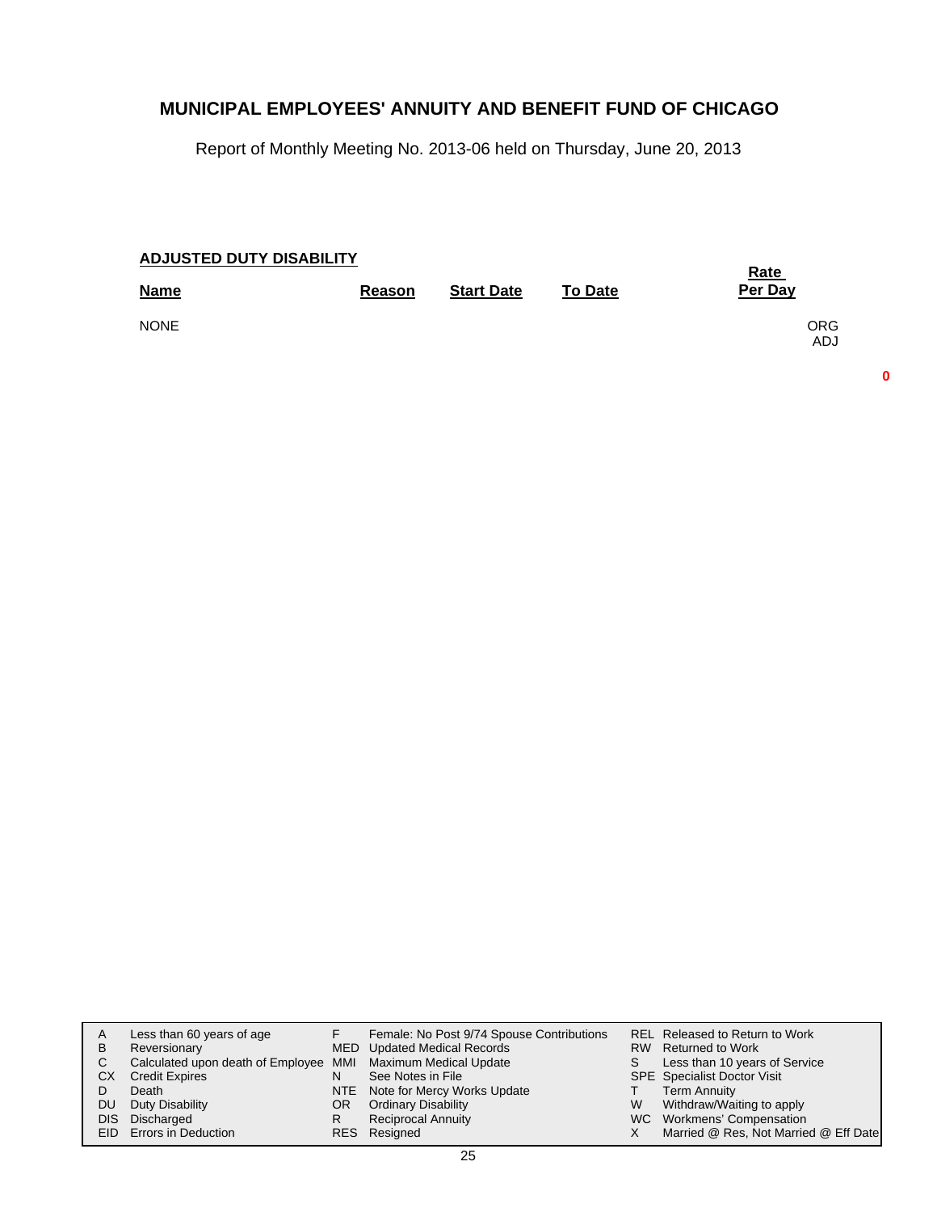# MUNICIPAL EMPLOYEES' ANNUITY AND BENEFIT FUND OF CHICAGO

Report of Monthly Meeting No. 2013-06 held on Thursday, June 20, 2013

## ADJUSTED DUTY DISABILITY

| Name | Reason | Start Date | To Date | Rate Per Day |
|---|---|---|---|---|
| NONE | | | | ORG<br>ADJ |

**0**

| | | | | | |
|---|---|---|---|---|---|
| A | Less than 60 years of age | F | Female: No Post 9/74 Spouse Contributions | REL | Released to Return to Work |
| B | Reversionary | MED | Updated Medical Records | RW | Returned to Work |
| C | Calculated upon death of Employee | MMI | Maximum Medical Update | S | Less than 10 years of Service |
| CX | Credit Expires | N | See Notes in File | SPE | Specialist Doctor Visit |
| D | Death | NTE | Note for Mercy Works Update | T | Term Annuity |
| DU | Duty Disability | OR | Ordinary Disability | W | Withdraw/Waiting to apply |
| DIS | Discharged | R | Reciprocal Annuity | WC | Workmens' Compensation |
| EID | Errors in Deduction | RES | Resigned | X | Married @ Res, Not Married @ Eff Date |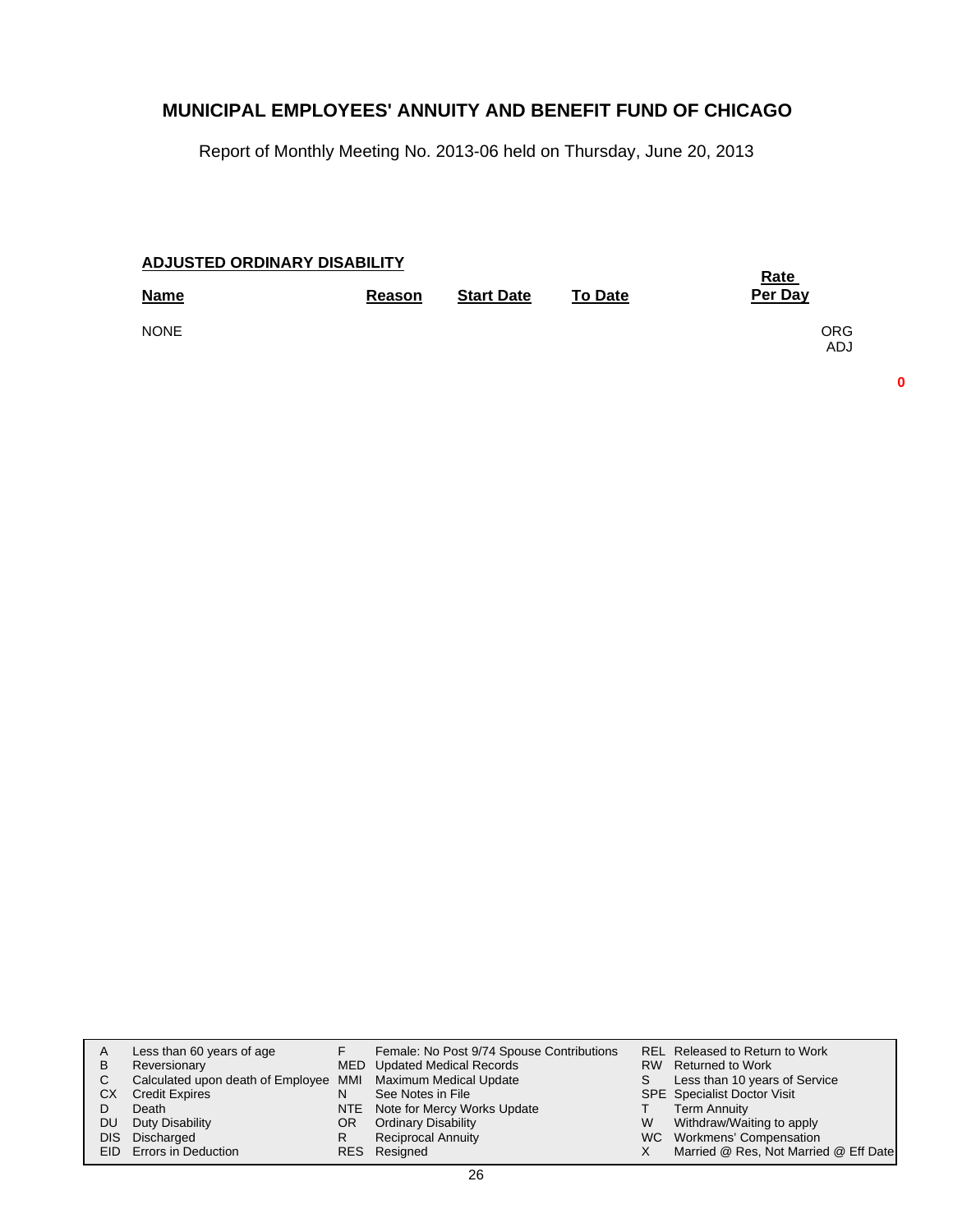## MUNICIPAL EMPLOYEES' ANNUITY AND BENEFIT FUND OF CHICAGO

Report of Monthly Meeting No. 2013-06 held on Thursday, June 20, 2013

**ADJUSTED ORDINARY DISABILITY**

| Name | Reason | Start Date | To Date | Rate Per Day | |
|---|---|---|---|---|---|
| NONE | | | | | ORG ADJ |

0

| | | | | | |
|---|---|---|---|---|---|
| A | Less than 60 years of age | F | Female: No Post 9/74 Spouse Contributions | REL | Released to Return to Work |
| B | Reversionary | MED | Updated Medical Records | RW | Returned to Work |
| C | Calculated upon death of Employee | MMI | Maximum Medical Update | S | Less than 10 years of Service |
| CX | Credit Expires | N | See Notes in File | SPE | Specialist Doctor Visit |
| D | Death | NTE | Note for Mercy Works Update | T | Term Annuity |
| DU | Duty Disability | OR | Ordinary Disability | W | Withdraw/Waiting to apply |
| DIS | Discharged | R | Reciprocal Annuity | WC | Workmens' Compensation |
| EID | Errors in Deduction | RES | Resigned | X | Married @ Res, Not Married @ Eff Date |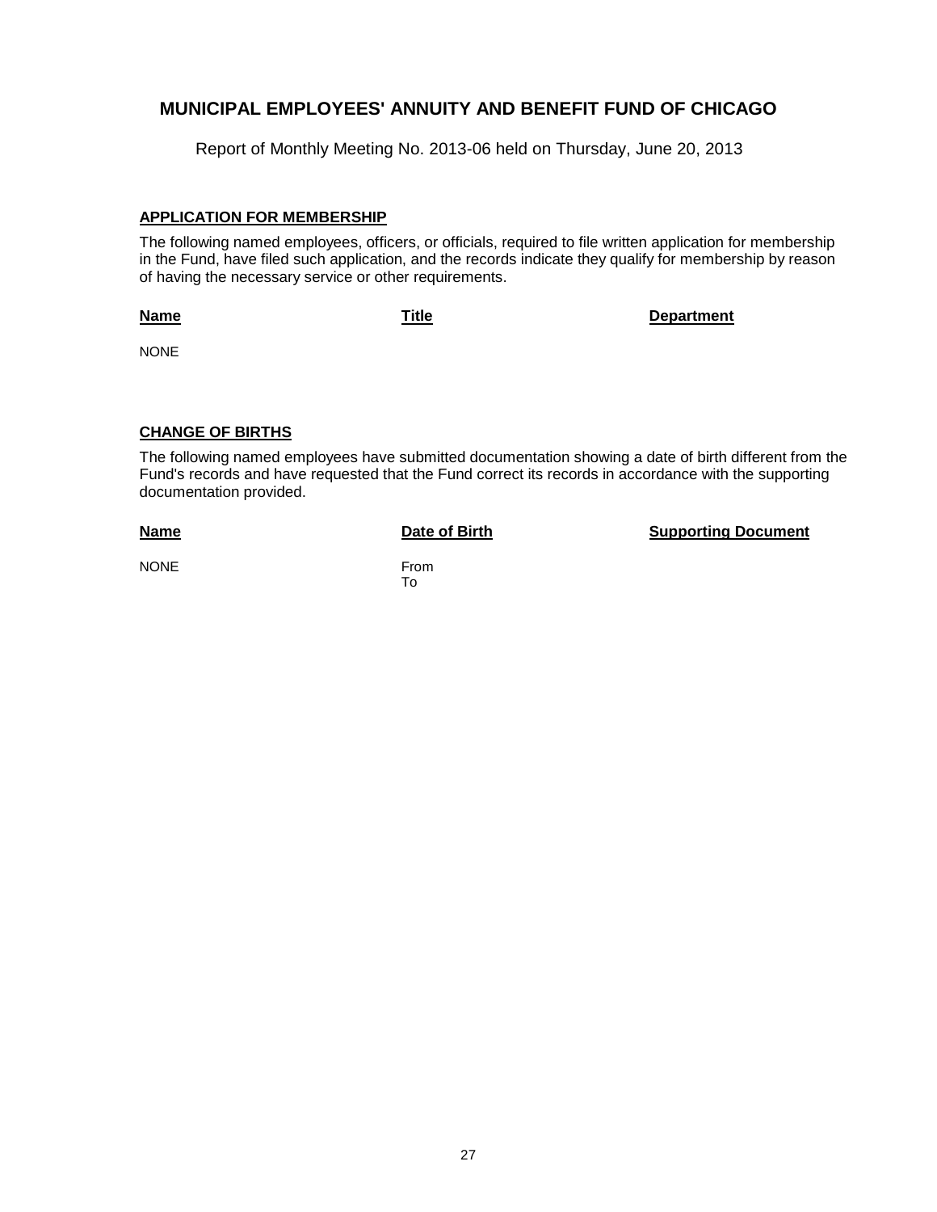# MUNICIPAL EMPLOYEES' ANNUITY AND BENEFIT FUND OF CHICAGO

Report of Monthly Meeting No. 2013-06 held on Thursday, June 20, 2013

## APPLICATION FOR MEMBERSHIP

The following named employees, officers, or officials, required to file written application for membership in the Fund, have filed such application, and the records indicate they qualify for membership by reason of having the necessary service or other requirements.

| Name | Title | Department |
|---|---|---|
| NONE | | |

## CHANGE OF BIRTHS

The following named employees have submitted documentation showing a date of birth different from the Fund's records and have requested that the Fund correct its records in accordance with the supporting documentation provided.

| Name | Date of Birth | Supporting Document |
|---|---|---|
| NONE | From<br>To | |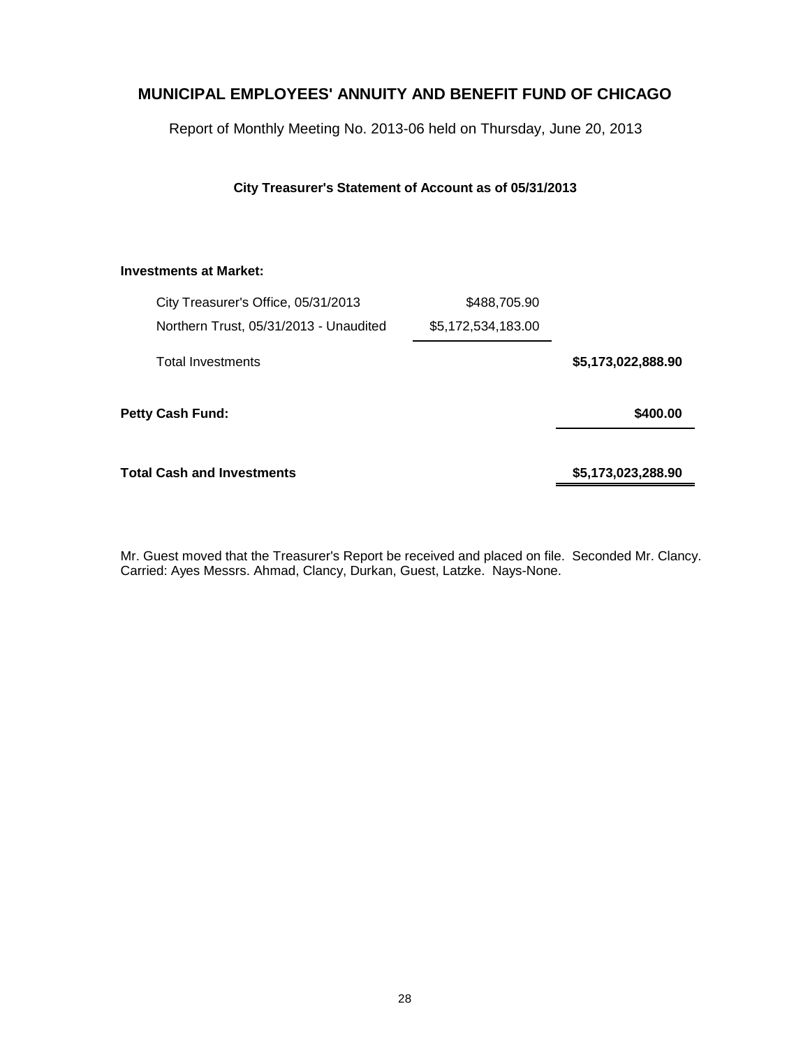# MUNICIPAL EMPLOYEES' ANNUITY AND BENEFIT FUND OF CHICAGO

Report of Monthly Meeting No. 2013-06 held on Thursday, June 20, 2013

**City Treasurer's Statement of Account as of 05/31/2013**

| | | |
|---|---|---|
| **Investments at Market:** | | |
| City Treasurer's Office, 05/31/2013 | $488,705.90 | |
| Northern Trust, 05/31/2013 - Unaudited | $5,172,534,183.00 | |
| Total Investments | | **$5,173,022,888.90** |
| **Petty Cash Fund:** | | **$400.00** |
| **Total Cash and Investments** | | **$5,173,023,288.90** |

Mr. Guest moved that the Treasurer's Report be received and placed on file. Seconded Mr. Clancy. Carried: Ayes Messrs. Ahmad, Clancy, Durkan, Guest, Latzke. Nays-None.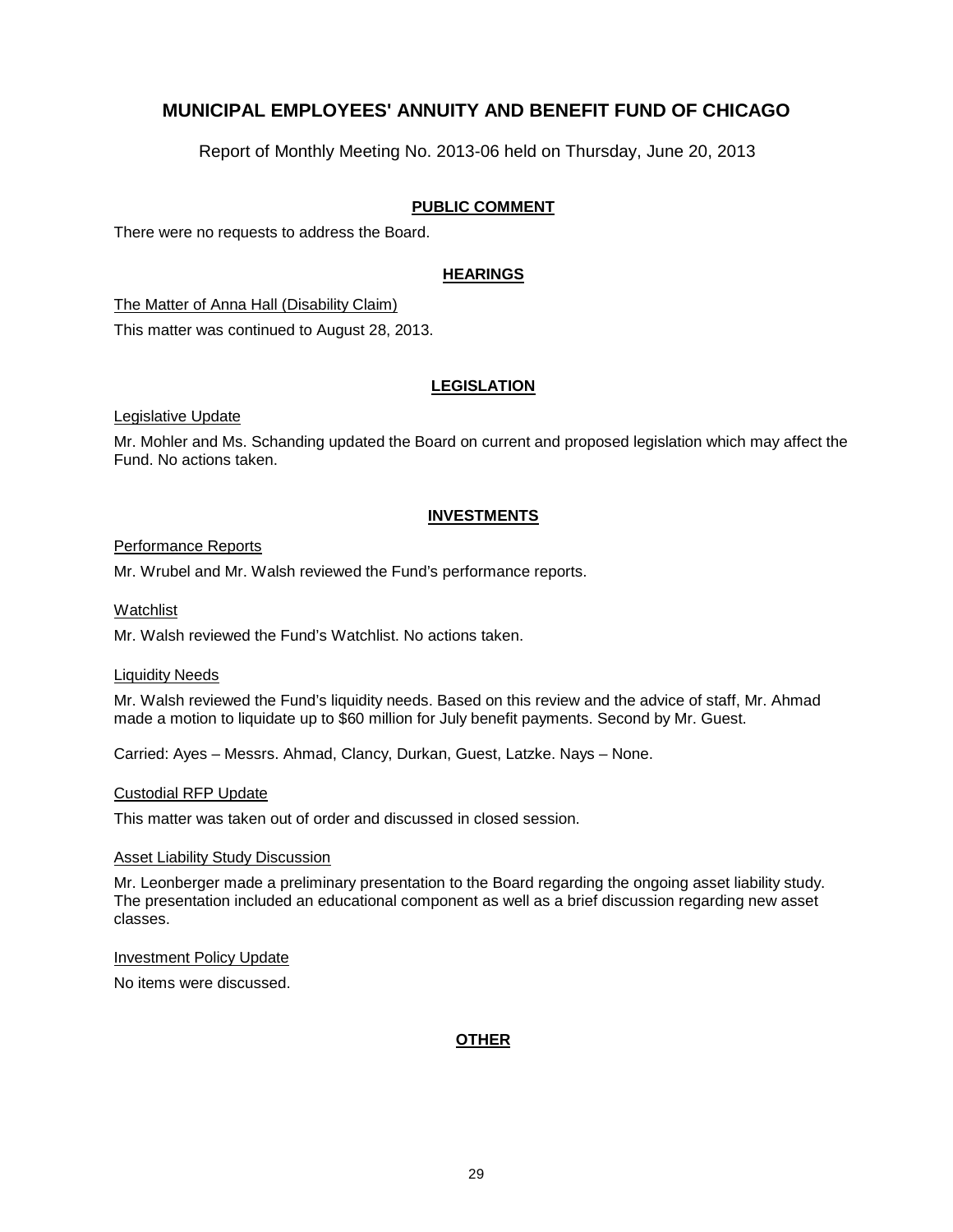# MUNICIPAL EMPLOYEES' ANNUITY AND BENEFIT FUND OF CHICAGO

Report of Monthly Meeting No. 2013-06 held on Thursday, June 20, 2013

## PUBLIC COMMENT

There were no requests to address the Board.

## HEARINGS

The Matter of Anna Hall (Disability Claim)

This matter was continued to August 28, 2013.

## LEGISLATION

Legislative Update

Mr. Mohler and Ms. Schanding updated the Board on current and proposed legislation which may affect the Fund. No actions taken.

## INVESTMENTS

Performance Reports

Mr. Wrubel and Mr. Walsh reviewed the Fund's performance reports.

Watchlist

Mr. Walsh reviewed the Fund's Watchlist. No actions taken.

Liquidity Needs

Mr. Walsh reviewed the Fund's liquidity needs. Based on this review and the advice of staff, Mr. Ahmad made a motion to liquidate up to $60 million for July benefit payments. Second by Mr. Guest.

Carried: Ayes – Messrs. Ahmad, Clancy, Durkan, Guest, Latzke. Nays – None.

Custodial RFP Update

This matter was taken out of order and discussed in closed session.

Asset Liability Study Discussion

Mr. Leonberger made a preliminary presentation to the Board regarding the ongoing asset liability study. The presentation included an educational component as well as a brief discussion regarding new asset classes.

Investment Policy Update

No items were discussed.

## OTHER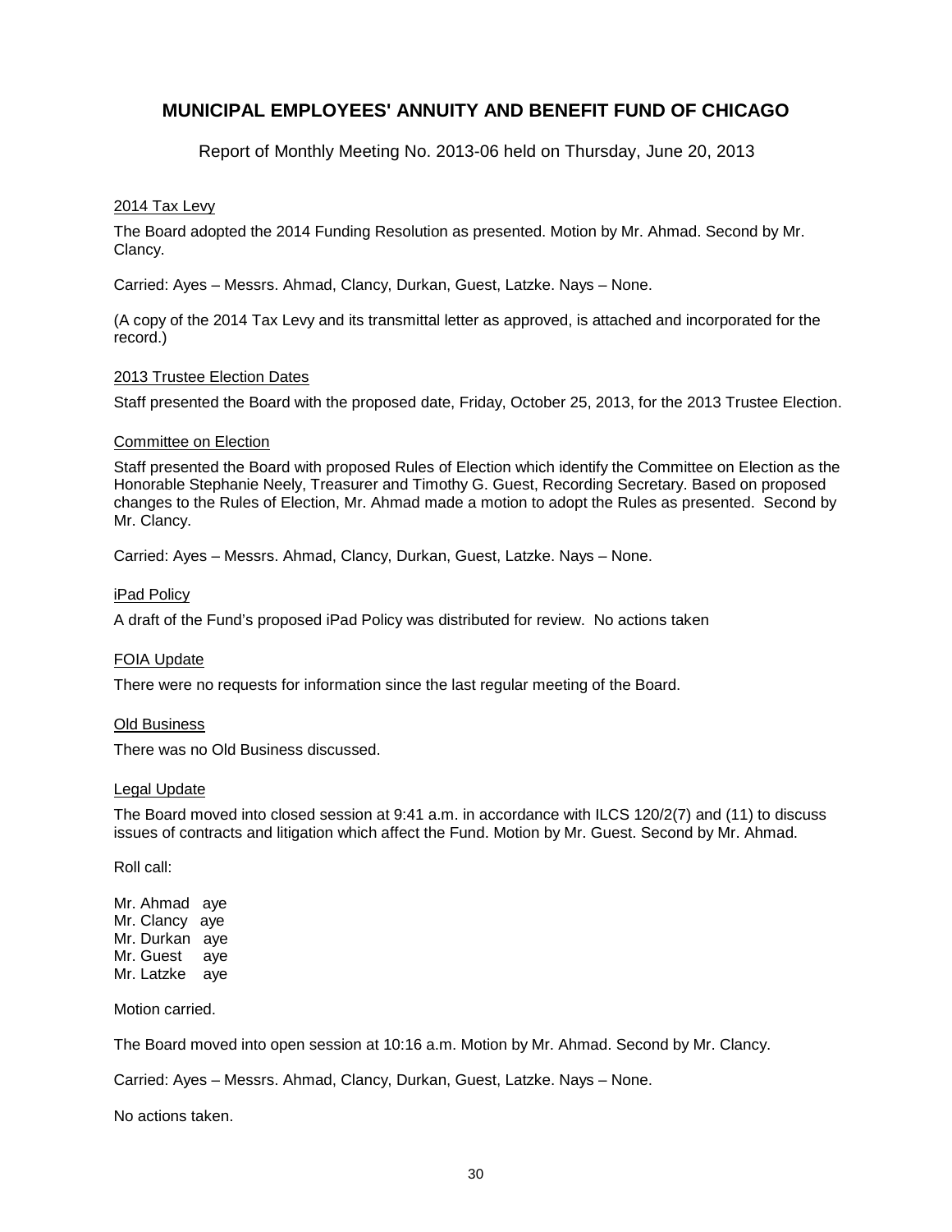# MUNICIPAL EMPLOYEES' ANNUITY AND BENEFIT FUND OF CHICAGO

Report of Monthly Meeting No. 2013-06 held on Thursday, June 20, 2013

2014 Tax Levy

The Board adopted the 2014 Funding Resolution as presented. Motion by Mr. Ahmad. Second by Mr. Clancy.

Carried: Ayes – Messrs. Ahmad, Clancy, Durkan, Guest, Latzke. Nays – None.

(A copy of the 2014 Tax Levy and its transmittal letter as approved, is attached and incorporated for the record.)

2013 Trustee Election Dates

Staff presented the Board with the proposed date, Friday, October 25, 2013, for the 2013 Trustee Election.

Committee on Election

Staff presented the Board with proposed Rules of Election which identify the Committee on Election as the Honorable Stephanie Neely, Treasurer and Timothy G. Guest, Recording Secretary. Based on proposed changes to the Rules of Election, Mr. Ahmad made a motion to adopt the Rules as presented. Second by Mr. Clancy.

Carried: Ayes – Messrs. Ahmad, Clancy, Durkan, Guest, Latzke. Nays – None.

iPad Policy

A draft of the Fund's proposed iPad Policy was distributed for review. No actions taken

FOIA Update

There were no requests for information since the last regular meeting of the Board.

Old Business

There was no Old Business discussed.

Legal Update

The Board moved into closed session at 9:41 a.m. in accordance with ILCS 120/2(7) and (11) to discuss issues of contracts and litigation which affect the Fund. Motion by Mr. Guest. Second by Mr. Ahmad.

Roll call:

Mr. Ahmad aye
Mr. Clancy aye
Mr. Durkan aye
Mr. Guest aye
Mr. Latzke aye

Motion carried.

The Board moved into open session at 10:16 a.m. Motion by Mr. Ahmad. Second by Mr. Clancy.

Carried: Ayes – Messrs. Ahmad, Clancy, Durkan, Guest, Latzke. Nays – None.

No actions taken.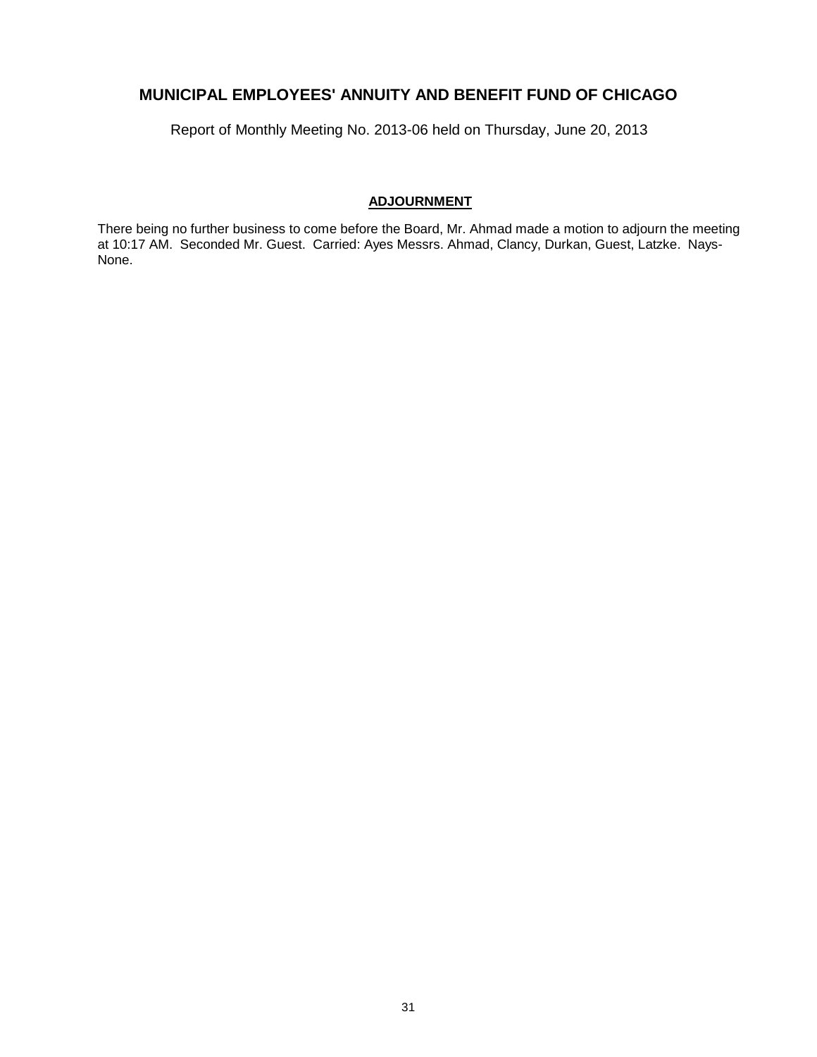**ADJOURNMENT**

There being no further business to come before the Board, Mr. Ahmad made a motion to adjourn the meeting at 10:17 AM. Seconded Mr. Guest. Carried: Ayes Messrs. Ahmad, Clancy, Durkan, Guest, Latzke. Nays- None.